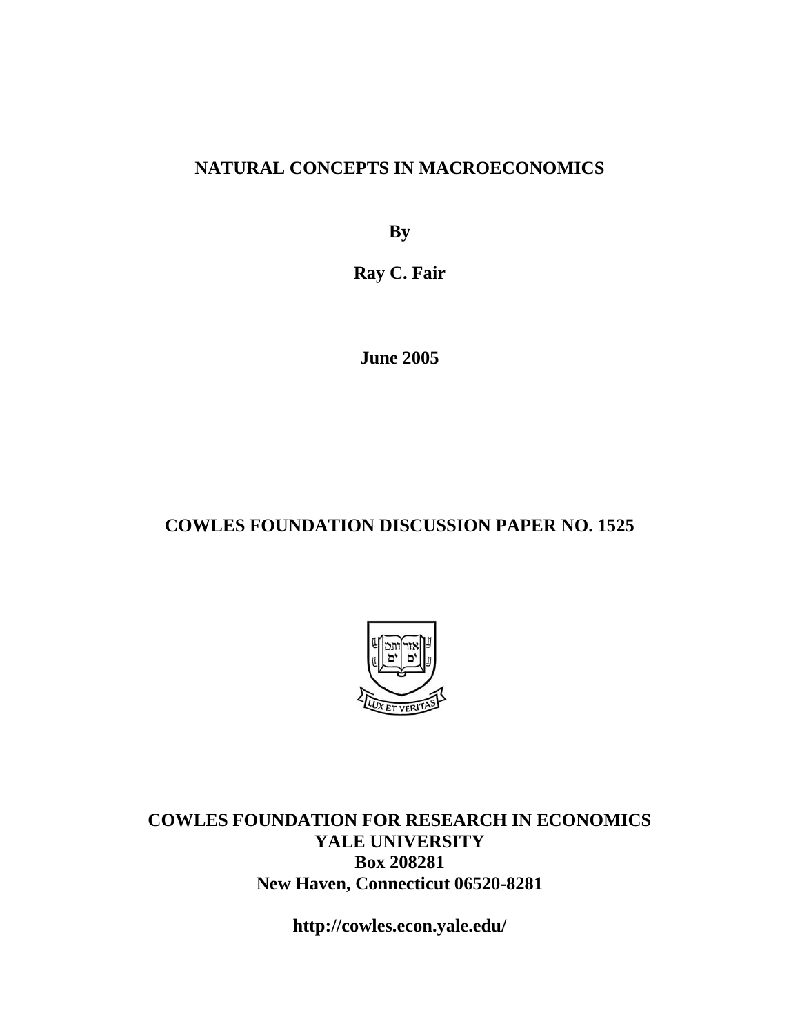# NATURAL CONCEPTS IN MACROECONOMICS

**By**

**Ray C. Fair**

**June 2005**

**COWLES FOUNDATION DISCUSSION PAPER NO. 1525**

**COWLES FOUNDATION FOR RESEARCH IN ECONOMICS**
**YALE UNIVERSITY**
**Box 208281**
**New Haven, Connecticut 06520-8281**

**http://cowles.econ.yale.edu/**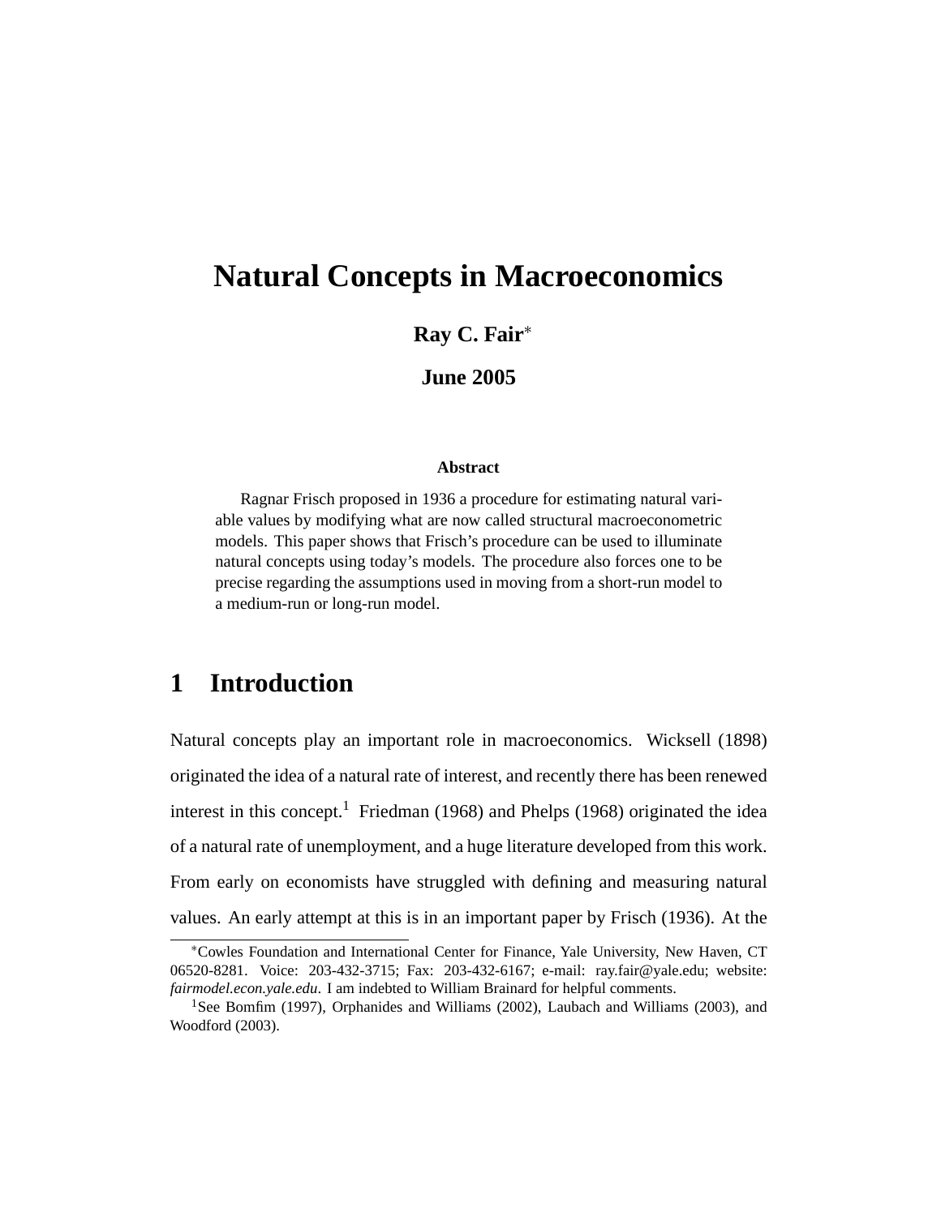# Natural Concepts in Macroeconomics

**Ray C. Fair**[*]

**June 2005**

**Abstract**

Ragnar Frisch proposed in 1936 a procedure for estimating natural variable values by modifying what are now called structural macroeconometric models. This paper shows that Frisch's procedure can be used to illuminate natural concepts using today's models. The procedure also forces one to be precise regarding the assumptions used in moving from a short-run model to a medium-run or long-run model.

## 1 Introduction

Natural concepts play an important role in macroeconomics. Wicksell (1898) originated the idea of a natural rate of interest, and recently there has been renewed interest in this concept.[1] Friedman (1968) and Phelps (1968) originated the idea of a natural rate of unemployment, and a huge literature developed from this work. From early on economists have struggled with defining and measuring natural values. An early attempt at this is in an important paper by Frisch (1936). At the

[*] Cowles Foundation and International Center for Finance, Yale University, New Haven, CT 06520-8281. Voice: 203-432-3715; Fax: 203-432-6167; e-mail: ray.fair@yale.edu; website: *fairmodel.econ.yale.edu*. I am indebted to William Brainard for helpful comments.

[1] See Bomfim (1997), Orphanides and Williams (2002), Laubach and Williams (2003), and Woodford (2003).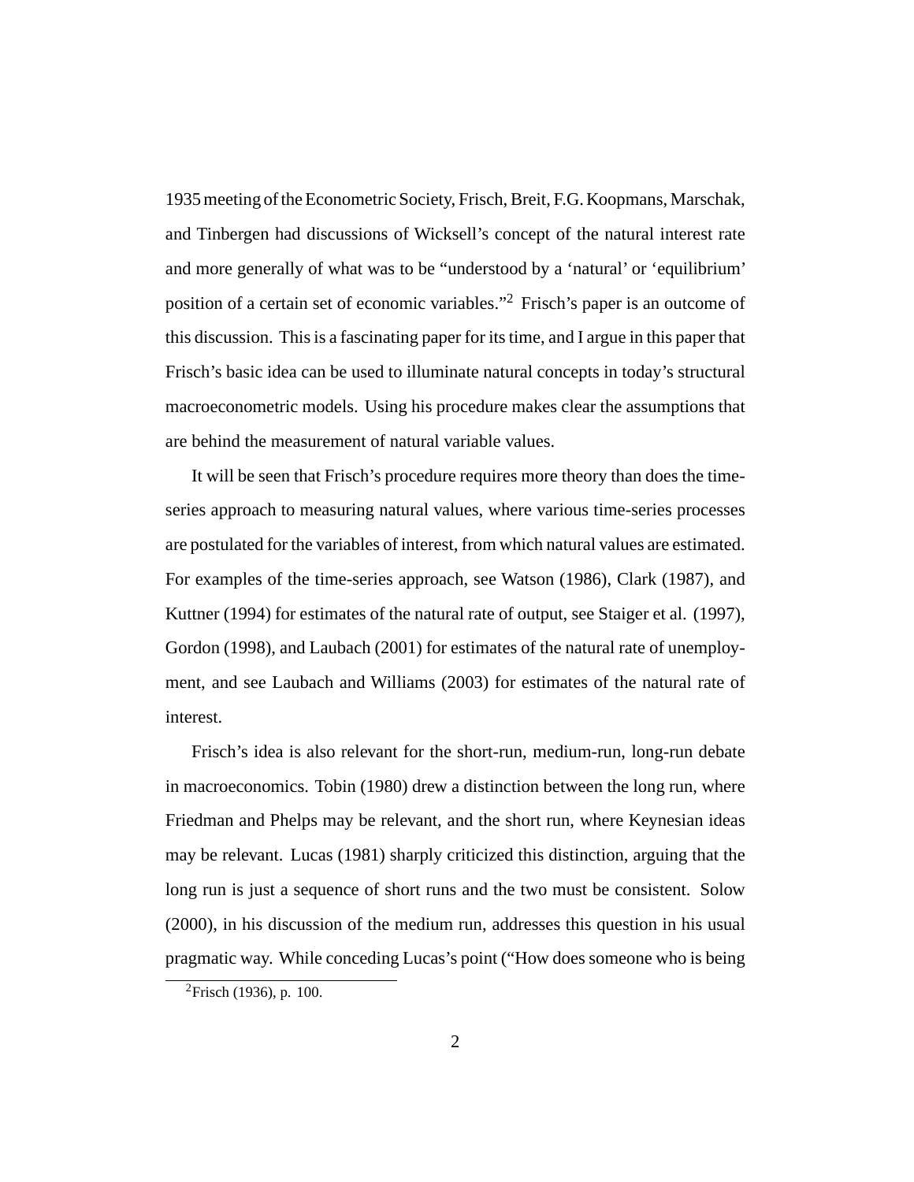1935 meeting of the Econometric Society, Frisch, Breit, F.G. Koopmans, Marschak, and Tinbergen had discussions of Wicksell's concept of the natural interest rate and more generally of what was to be "understood by a 'natural' or 'equilibrium' position of a certain set of economic variables."[2] Frisch's paper is an outcome of this discussion. This is a fascinating paper for its time, and I argue in this paper that Frisch's basic idea can be used to illuminate natural concepts in today's structural macroeconometric models. Using his procedure makes clear the assumptions that are behind the measurement of natural variable values.

It will be seen that Frisch's procedure requires more theory than does the time-series approach to measuring natural values, where various time-series processes are postulated for the variables of interest, from which natural values are estimated. For examples of the time-series approach, see Watson (1986), Clark (1987), and Kuttner (1994) for estimates of the natural rate of output, see Staiger et al. (1997), Gordon (1998), and Laubach (2001) for estimates of the natural rate of unemployment, and see Laubach and Williams (2003) for estimates of the natural rate of interest.

Frisch's idea is also relevant for the short-run, medium-run, long-run debate in macroeconomics. Tobin (1980) drew a distinction between the long run, where Friedman and Phelps may be relevant, and the short run, where Keynesian ideas may be relevant. Lucas (1981) sharply criticized this distinction, arguing that the long run is just a sequence of short runs and the two must be consistent. Solow (2000), in his discussion of the medium run, addresses this question in his usual pragmatic way. While conceding Lucas's point ("How does someone who is being

[2] Frisch (1936), p. 100.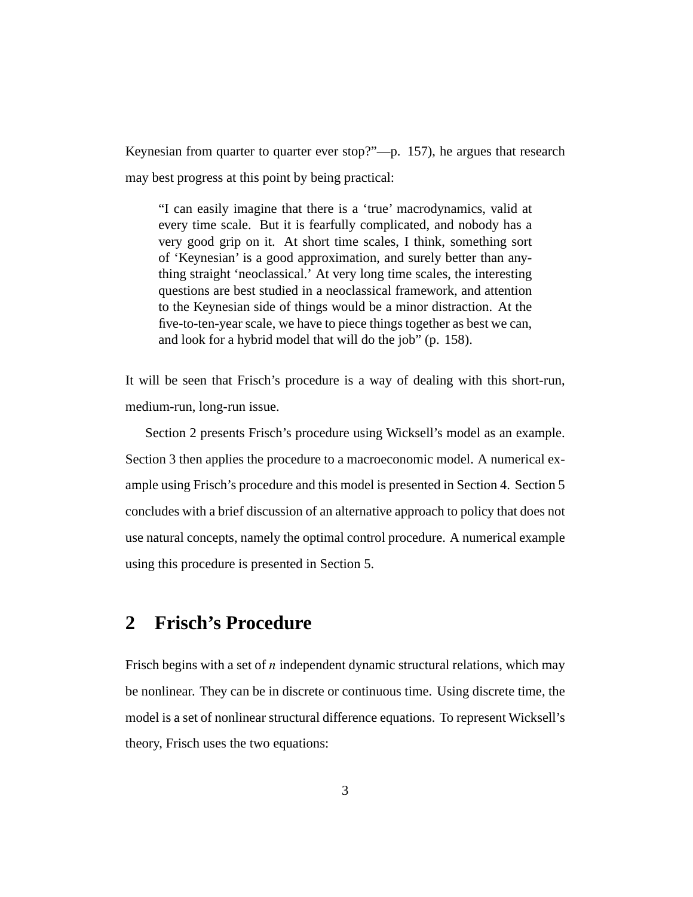Keynesian from quarter to quarter ever stop?"—p. 157), he argues that research may best progress at this point by being practical:

> "I can easily imagine that there is a 'true' macrodynamics, valid at every time scale. But it is fearfully complicated, and nobody has a very good grip on it. At short time scales, I think, something sort of 'Keynesian' is a good approximation, and surely better than anything straight 'neoclassical.' At very long time scales, the interesting questions are best studied in a neoclassical framework, and attention to the Keynesian side of things would be a minor distraction. At the five-to-ten-year scale, we have to piece things together as best we can, and look for a hybrid model that will do the job" (p. 158).

It will be seen that Frisch's procedure is a way of dealing with this short-run, medium-run, long-run issue.

Section 2 presents Frisch's procedure using Wicksell's model as an example. Section 3 then applies the procedure to a macroeconomic model. A numerical example using Frisch's procedure and this model is presented in Section 4. Section 5 concludes with a brief discussion of an alternative approach to policy that does not use natural concepts, namely the optimal control procedure. A numerical example using this procedure is presented in Section 5.

## 2 Frisch's Procedure

Frisch begins with a set of $n$ independent dynamic structural relations, which may be nonlinear. They can be in discrete or continuous time. Using discrete time, the model is a set of nonlinear structural difference equations. To represent Wicksell's theory, Frisch uses the two equations: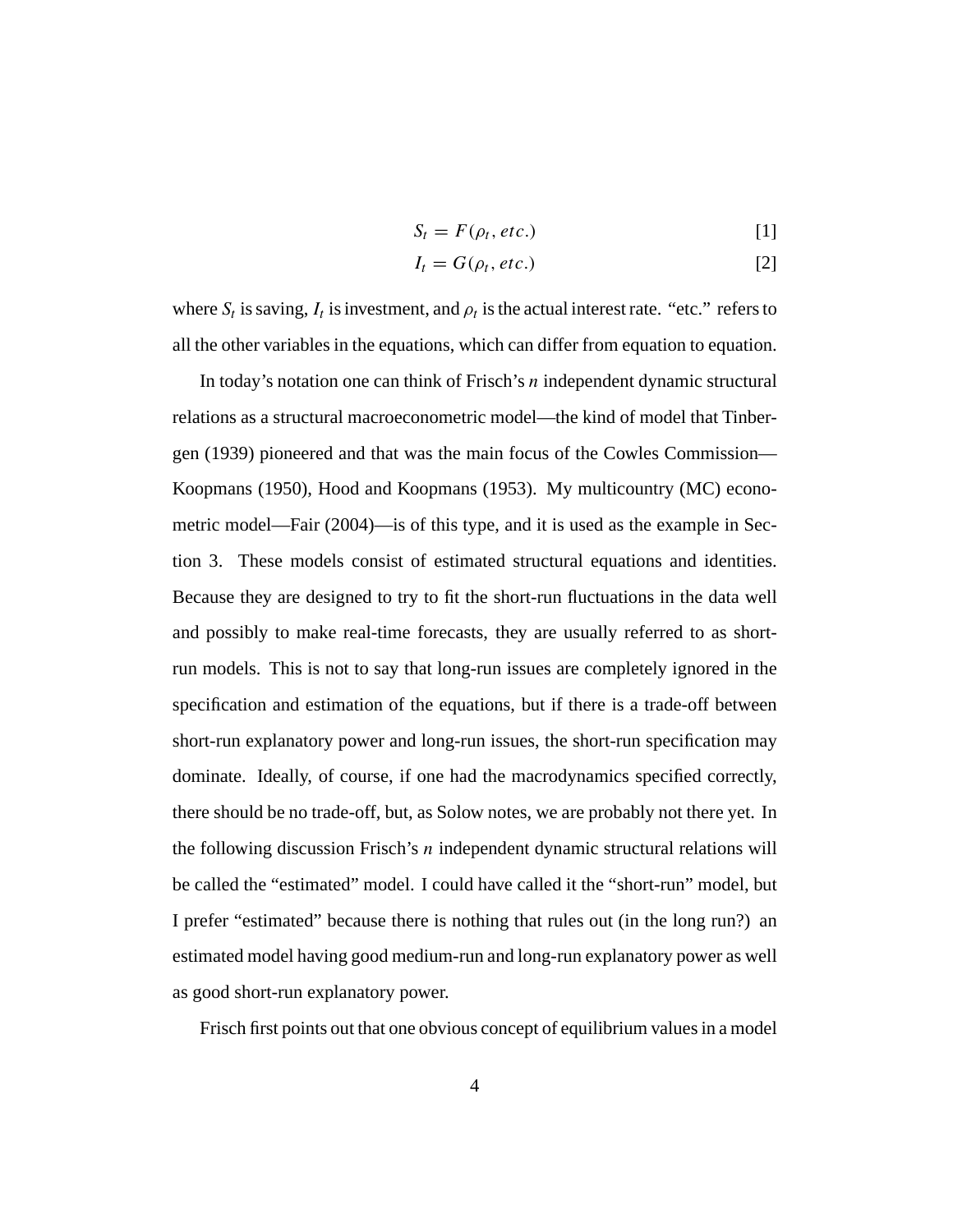$$S_t = F(\rho_t, etc.) \quad [1]$$

$$I_t = G(\rho_t, etc.) \quad [2]$$

where $S_t$ is saving, $I_t$ is investment, and $\rho_t$ is the actual interest rate. "etc." refers to all the other variables in the equations, which can differ from equation to equation.

In today's notation one can think of Frisch's $n$ independent dynamic structural relations as a structural macroeconometric model—the kind of model that Tinbergen (1939) pioneered and that was the main focus of the Cowles Commission—Koopmans (1950), Hood and Koopmans (1953). My multicountry (MC) econometric model—Fair (2004)—is of this type, and it is used as the example in Section 3. These models consist of estimated structural equations and identities. Because they are designed to try to fit the short-run fluctuations in the data well and possibly to make real-time forecasts, they are usually referred to as short-run models. This is not to say that long-run issues are completely ignored in the specification and estimation of the equations, but if there is a trade-off between short-run explanatory power and long-run issues, the short-run specification may dominate. Ideally, of course, if one had the macrodynamics specified correctly, there should be no trade-off, but, as Solow notes, we are probably not there yet. In the following discussion Frisch's $n$ independent dynamic structural relations will be called the "estimated" model. I could have called it the "short-run" model, but I prefer "estimated" because there is nothing that rules out (in the long run?) an estimated model having good medium-run and long-run explanatory power as well as good short-run explanatory power.

Frisch first points out that one obvious concept of equilibrium values in a model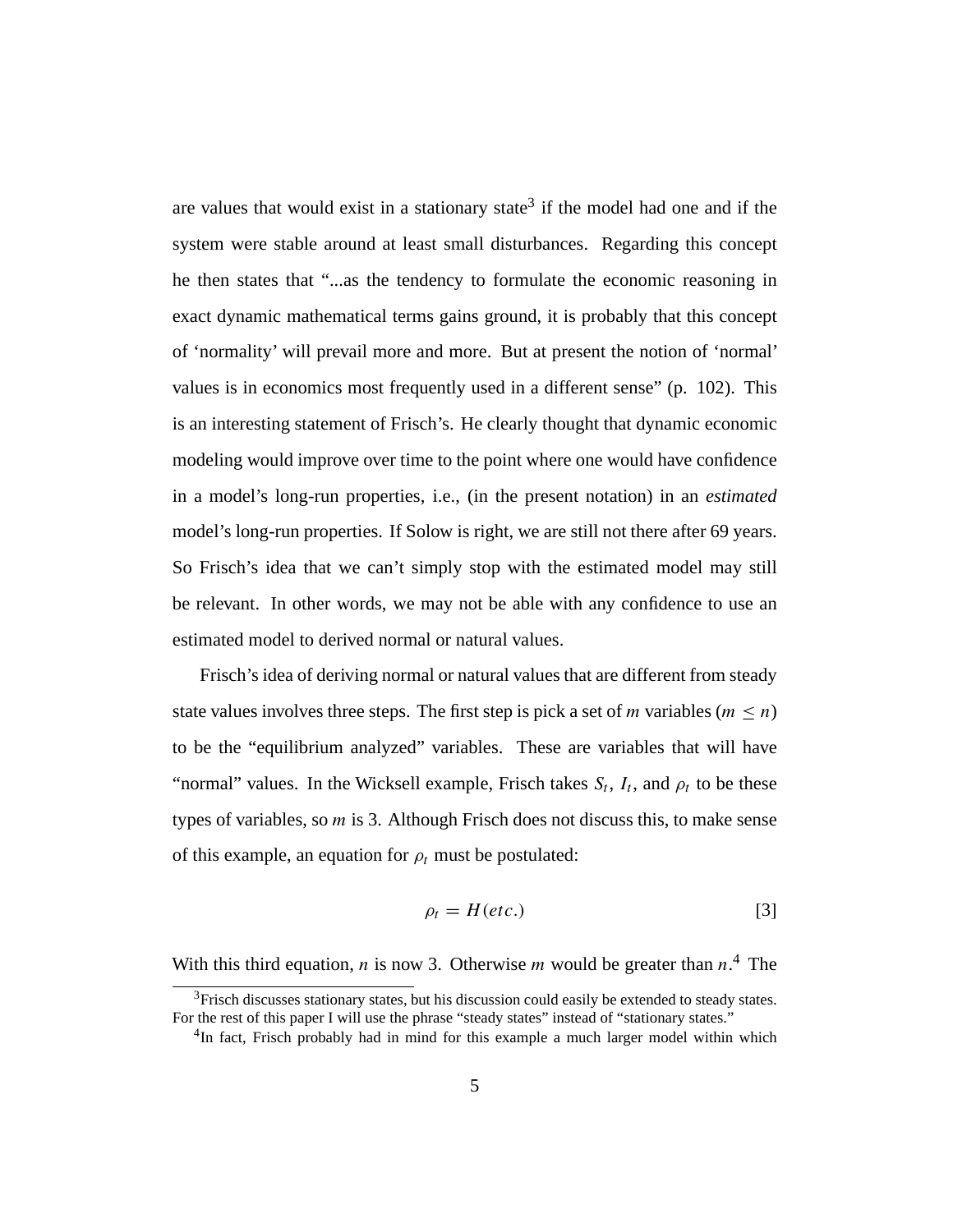are values that would exist in a stationary state[3] if the model had one and if the system were stable around at least small disturbances. Regarding this concept he then states that "...as the tendency to formulate the economic reasoning in exact dynamic mathematical terms gains ground, it is probably that this concept of 'normality' will prevail more and more. But at present the notion of 'normal' values is in economics most frequently used in a different sense" (p. 102). This is an interesting statement of Frisch's. He clearly thought that dynamic economic modeling would improve over time to the point where one would have confidence in a model's long-run properties, i.e., (in the present notation) in an *estimated* model's long-run properties. If Solow is right, we are still not there after 69 years. So Frisch's idea that we can't simply stop with the estimated model may still be relevant. In other words, we may not be able with any confidence to use an estimated model to derived normal or natural values.

Frisch's idea of deriving normal or natural values that are different from steady state values involves three steps. The first step is pick a set of $m$ variables ($m \leq n$) to be the "equilibrium analyzed" variables. These are variables that will have "normal" values. In the Wicksell example, Frisch takes $S_t$, $I_t$, and $\rho_t$ to be these types of variables, so $m$ is 3. Although Frisch does not discuss this, to make sense of this example, an equation for $\rho_t$ must be postulated:

$$\rho_t = H(etc.) \qquad [3]$$

With this third equation, $n$ is now 3. Otherwise $m$ would be greater than $n$.[4] The

[3] Frisch discusses stationary states, but his discussion could easily be extended to steady states. For the rest of this paper I will use the phrase "steady states" instead of "stationary states."

[4] In fact, Frisch probably had in mind for this example a much larger model within which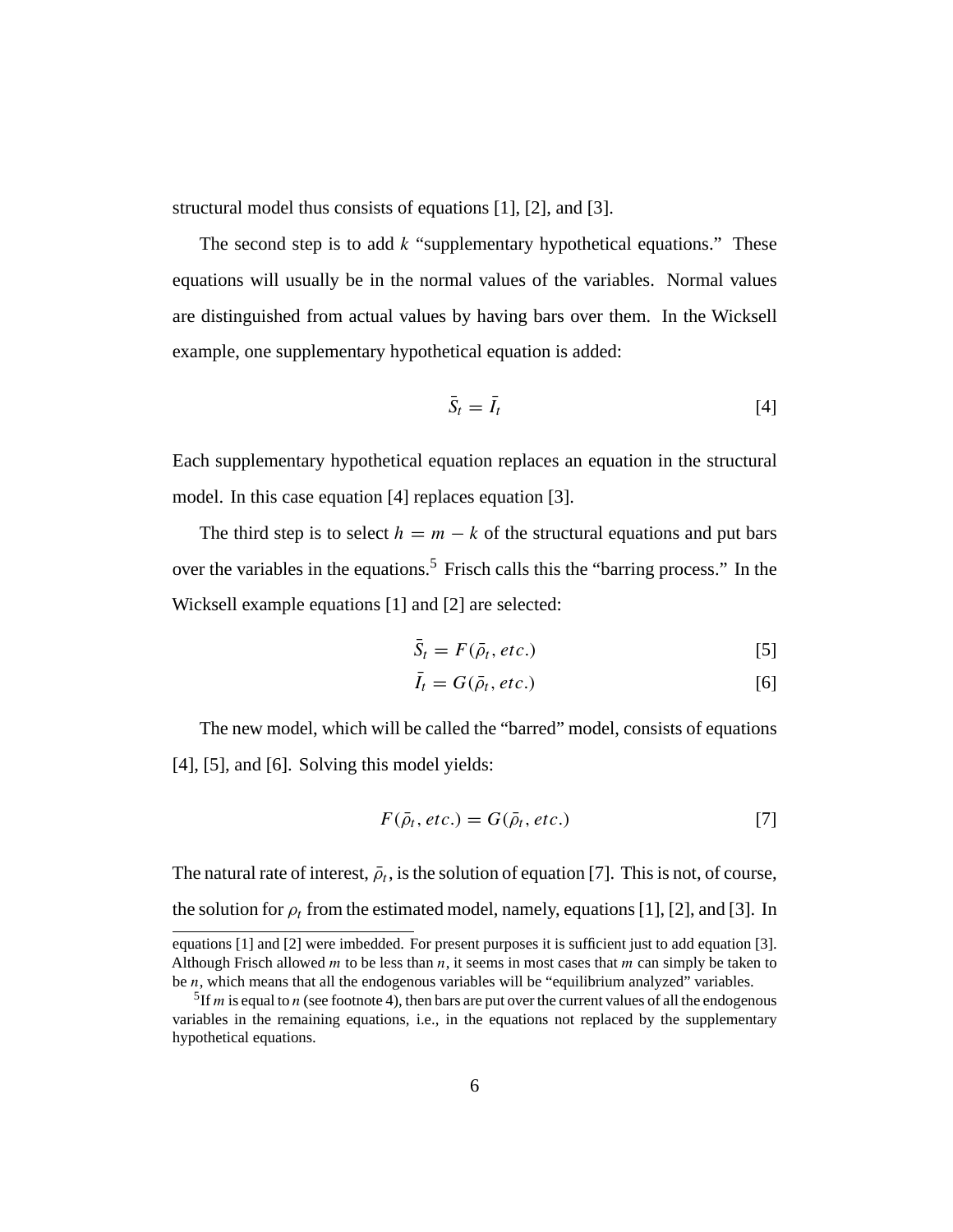structural model thus consists of equations [1], [2], and [3].

The second step is to add $k$ "supplementary hypothetical equations." These equations will usually be in the normal values of the variables. Normal values are distinguished from actual values by having bars over them. In the Wicksell example, one supplementary hypothetical equation is added:

$$\bar{S}_t = \bar{I}_t \tag{4}$$

Each supplementary hypothetical equation replaces an equation in the structural model. In this case equation [4] replaces equation [3].

The third step is to select $h = m - k$ of the structural equations and put bars over the variables in the equations.[5] Frisch calls this the "barring process." In the Wicksell example equations [1] and [2] are selected:

$$\bar{S}_t = F(\bar{\rho}_t, etc.) \tag{5}$$

$$\bar{I}_t = G(\bar{\rho}_t, etc.) \tag{6}$$

The new model, which will be called the "barred" model, consists of equations [4], [5], and [6]. Solving this model yields:

$$F(\bar{\rho}_t, etc.) = G(\bar{\rho}_t, etc.) \tag{7}$$

The natural rate of interest, $\bar{\rho}_t$, is the solution of equation [7]. This is not, of course, the solution for $\rho_t$ from the estimated model, namely, equations [1], [2], and [3]. In

---

equations [1] and [2] were imbedded. For present purposes it is sufficient just to add equation [3]. Although Frisch allowed $m$ to be less than $n$, it seems in most cases that $m$ can simply be taken to be $n$, which means that all the endogenous variables will be "equilibrium analyzed" variables.

[5] If $m$ is equal to $n$ (see footnote 4), then bars are put over the current values of all the endogenous variables in the remaining equations, i.e., in the equations not replaced by the supplementary hypothetical equations.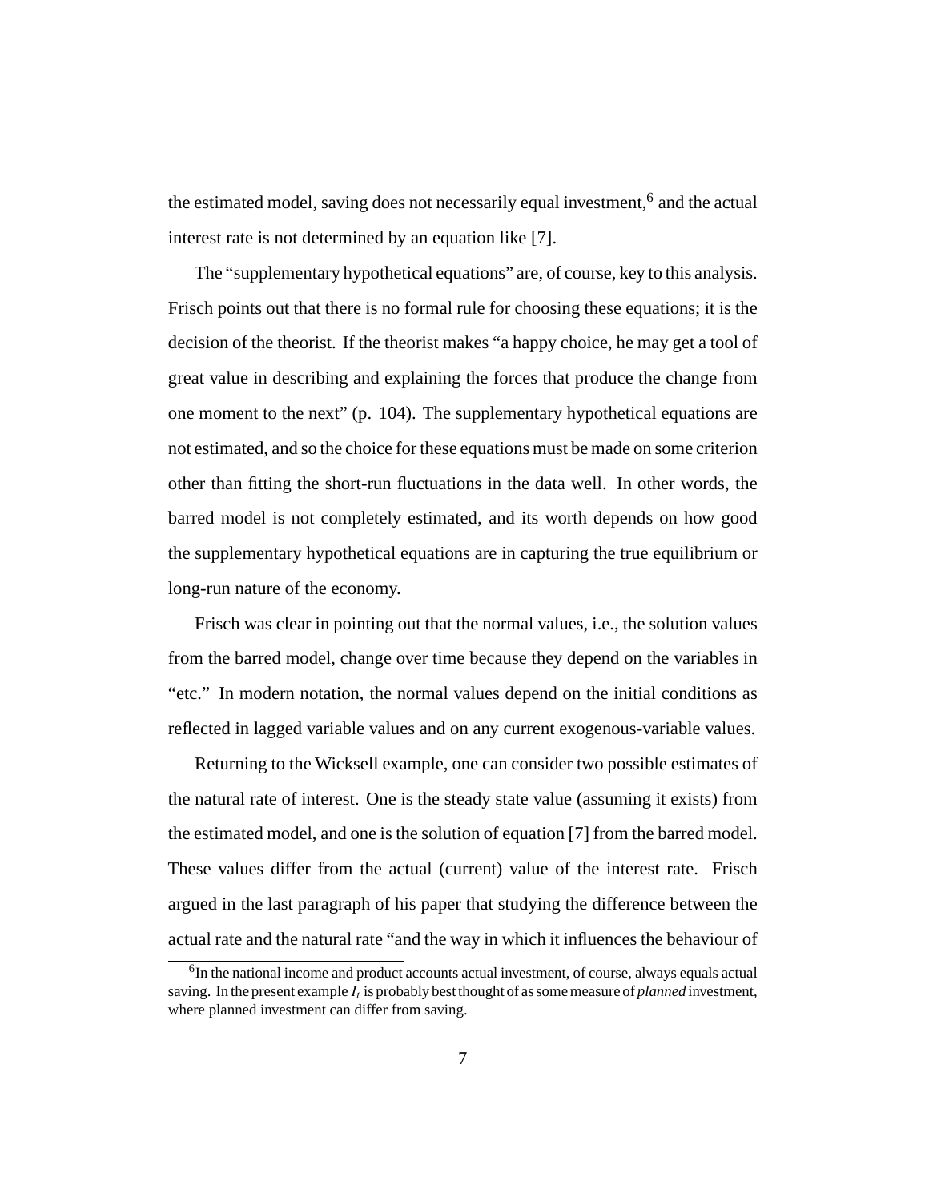the estimated model, saving does not necessarily equal investment,[6] and the actual interest rate is not determined by an equation like [7].

The "supplementary hypothetical equations" are, of course, key to this analysis. Frisch points out that there is no formal rule for choosing these equations; it is the decision of the theorist. If the theorist makes "a happy choice, he may get a tool of great value in describing and explaining the forces that produce the change from one moment to the next" (p. 104). The supplementary hypothetical equations are not estimated, and so the choice for these equations must be made on some criterion other than fitting the short-run fluctuations in the data well. In other words, the barred model is not completely estimated, and its worth depends on how good the supplementary hypothetical equations are in capturing the true equilibrium or long-run nature of the economy.

Frisch was clear in pointing out that the normal values, i.e., the solution values from the barred model, change over time because they depend on the variables in "etc." In modern notation, the normal values depend on the initial conditions as reflected in lagged variable values and on any current exogenous-variable values.

Returning to the Wicksell example, one can consider two possible estimates of the natural rate of interest. One is the steady state value (assuming it exists) from the estimated model, and one is the solution of equation [7] from the barred model. These values differ from the actual (current) value of the interest rate. Frisch argued in the last paragraph of his paper that studying the difference between the actual rate and the natural rate "and the way in which it influences the behaviour of

[6]In the national income and product accounts actual investment, of course, always equals actual saving. In the present example $I_t$ is probably best thought of as some measure of *planned* investment, where planned investment can differ from saving.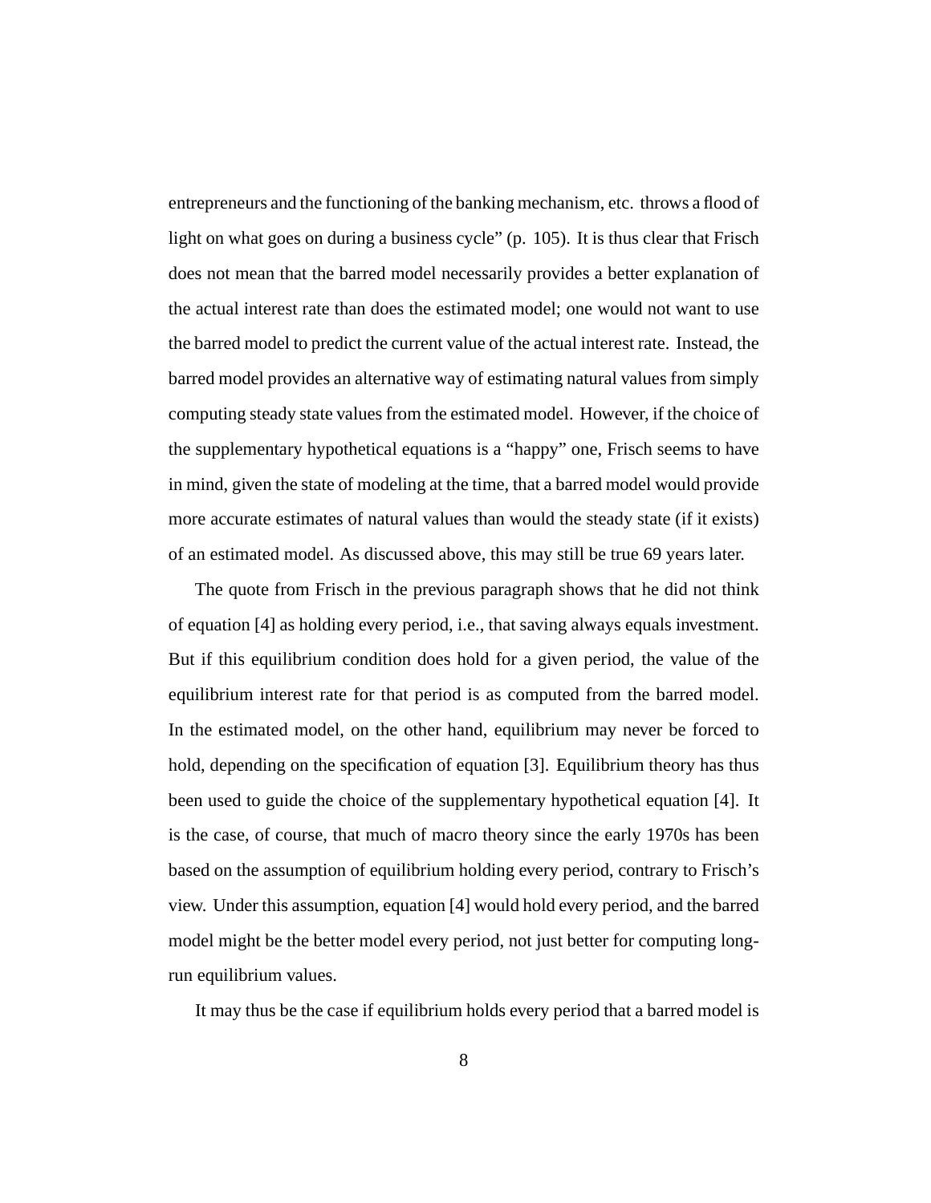entrepreneurs and the functioning of the banking mechanism, etc. throws a flood of light on what goes on during a business cycle" (p. 105). It is thus clear that Frisch does not mean that the barred model necessarily provides a better explanation of the actual interest rate than does the estimated model; one would not want to use the barred model to predict the current value of the actual interest rate. Instead, the barred model provides an alternative way of estimating natural values from simply computing steady state values from the estimated model. However, if the choice of the supplementary hypothetical equations is a "happy" one, Frisch seems to have in mind, given the state of modeling at the time, that a barred model would provide more accurate estimates of natural values than would the steady state (if it exists) of an estimated model. As discussed above, this may still be true 69 years later.

The quote from Frisch in the previous paragraph shows that he did not think of equation [4] as holding every period, i.e., that saving always equals investment. But if this equilibrium condition does hold for a given period, the value of the equilibrium interest rate for that period is as computed from the barred model. In the estimated model, on the other hand, equilibrium may never be forced to hold, depending on the specification of equation [3]. Equilibrium theory has thus been used to guide the choice of the supplementary hypothetical equation [4]. It is the case, of course, that much of macro theory since the early 1970s has been based on the assumption of equilibrium holding every period, contrary to Frisch's view. Under this assumption, equation [4] would hold every period, and the barred model might be the better model every period, not just better for computing long-run equilibrium values.

It may thus be the case if equilibrium holds every period that a barred model is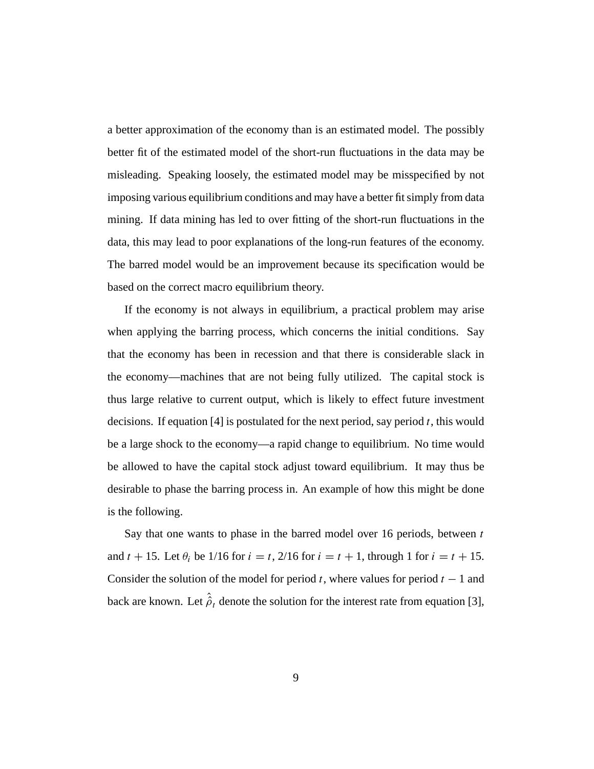a better approximation of the economy than is an estimated model. The possibly better fit of the estimated model of the short-run fluctuations in the data may be misleading. Speaking loosely, the estimated model may be misspecified by not imposing various equilibrium conditions and may have a better fit simply from data mining. If data mining has led to over fitting of the short-run fluctuations in the data, this may lead to poor explanations of the long-run features of the economy. The barred model would be an improvement because its specification would be based on the correct macro equilibrium theory.

If the economy is not always in equilibrium, a practical problem may arise when applying the barring process, which concerns the initial conditions. Say that the economy has been in recession and that there is considerable slack in the economy—machines that are not being fully utilized. The capital stock is thus large relative to current output, which is likely to effect future investment decisions. If equation [4] is postulated for the next period, say period $t$, this would be a large shock to the economy—a rapid change to equilibrium. No time would be allowed to have the capital stock adjust toward equilibrium. It may thus be desirable to phase the barring process in. An example of how this might be done is the following.

Say that one wants to phase in the barred model over 16 periods, between $t$ and $t+15$. Let $\theta_i$ be 1/16 for $i = t$, 2/16 for $i = t+1$, through 1 for $i = t+15$. Consider the solution of the model for period $t$, where values for period $t-1$ and back are known. Let $\hat{\hat{\rho}}_t$ denote the solution for the interest rate from equation [3],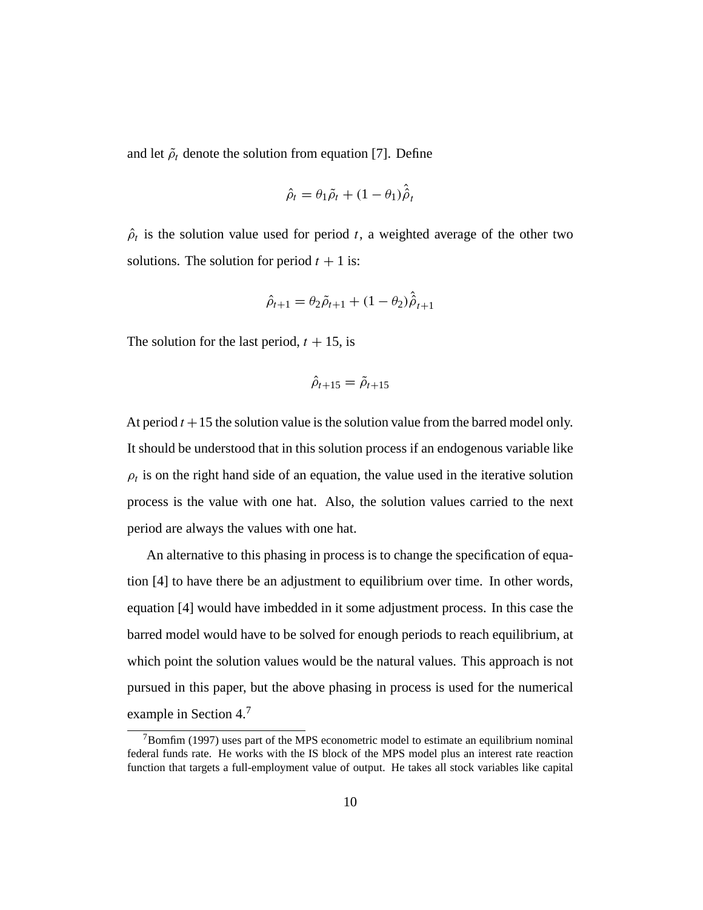and let $\tilde{\rho}_t$ denote the solution from equation [7]. Define

$$\hat{\rho}_t = \theta_1 \tilde{\rho}_t + (1 - \theta_1)\hat{\hat{\rho}}_t$$

$\hat{\rho}_t$ is the solution value used for period $t$, a weighted average of the other two solutions. The solution for period $t + 1$ is:

$$\hat{\rho}_{t+1} = \theta_2 \tilde{\rho}_{t+1} + (1 - \theta_2)\hat{\hat{\rho}}_{t+1}$$

The solution for the last period, $t + 15$, is

$$\hat{\rho}_{t+15} = \tilde{\rho}_{t+15}$$

At period $t + 15$ the solution value is the solution value from the barred model only. It should be understood that in this solution process if an endogenous variable like $\rho_t$ is on the right hand side of an equation, the value used in the iterative solution process is the value with one hat. Also, the solution values carried to the next period are always the values with one hat.

An alternative to this phasing in process is to change the specification of equation [4] to have there be an adjustment to equilibrium over time. In other words, equation [4] would have imbedded in it some adjustment process. In this case the barred model would have to be solved for enough periods to reach equilibrium, at which point the solution values would be the natural values. This approach is not pursued in this paper, but the above phasing in process is used for the numerical example in Section 4.[7]

[7] Bomfim (1997) uses part of the MPS econometric model to estimate an equilibrium nominal federal funds rate. He works with the IS block of the MPS model plus an interest rate reaction function that targets a full-employment value of output. He takes all stock variables like capital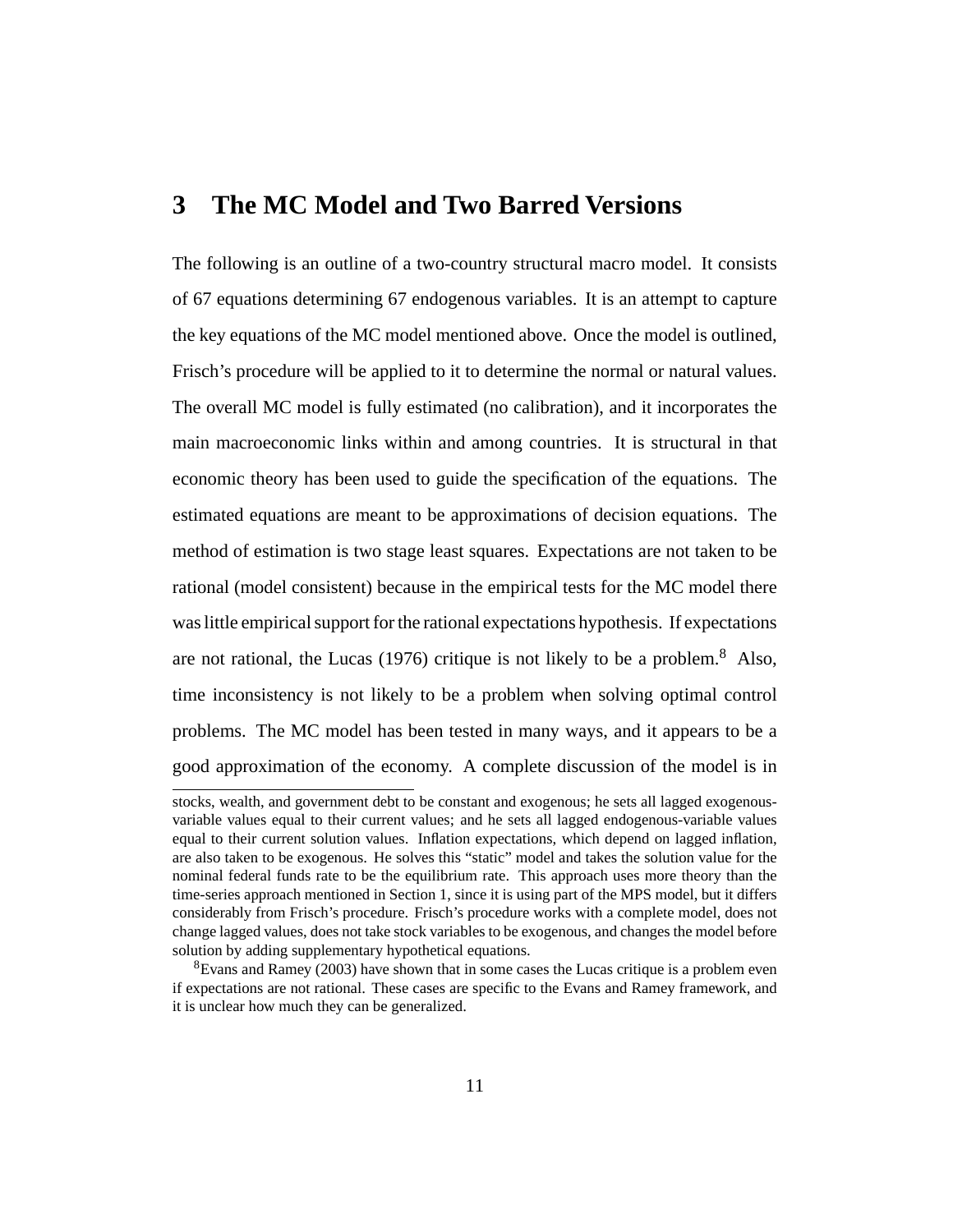## 3 The MC Model and Two Barred Versions

The following is an outline of a two-country structural macro model. It consists of 67 equations determining 67 endogenous variables. It is an attempt to capture the key equations of the MC model mentioned above. Once the model is outlined, Frisch's procedure will be applied to it to determine the normal or natural values. The overall MC model is fully estimated (no calibration), and it incorporates the main macroeconomic links within and among countries. It is structural in that economic theory has been used to guide the specification of the equations. The estimated equations are meant to be approximations of decision equations. The method of estimation is two stage least squares. Expectations are not taken to be rational (model consistent) because in the empirical tests for the MC model there was little empirical support for the rational expectations hypothesis. If expectations are not rational, the Lucas (1976) critique is not likely to be a problem.[8] Also, time inconsistency is not likely to be a problem when solving optimal control problems. The MC model has been tested in many ways, and it appears to be a good approximation of the economy. A complete discussion of the model is in

---

stocks, wealth, and government debt to be constant and exogenous; he sets all lagged exogenous-variable values equal to their current values; and he sets all lagged endogenous-variable values equal to their current solution values. Inflation expectations, which depend on lagged inflation, are also taken to be exogenous. He solves this "static" model and takes the solution value for the nominal federal funds rate to be the equilibrium rate. This approach uses more theory than the time-series approach mentioned in Section 1, since it is using part of the MPS model, but it differs considerably from Frisch's procedure. Frisch's procedure works with a complete model, does not change lagged values, does not take stock variables to be exogenous, and changes the model before solution by adding supplementary hypothetical equations.

[8] Evans and Ramey (2003) have shown that in some cases the Lucas critique is a problem even if expectations are not rational. These cases are specific to the Evans and Ramey framework, and it is unclear how much they can be generalized.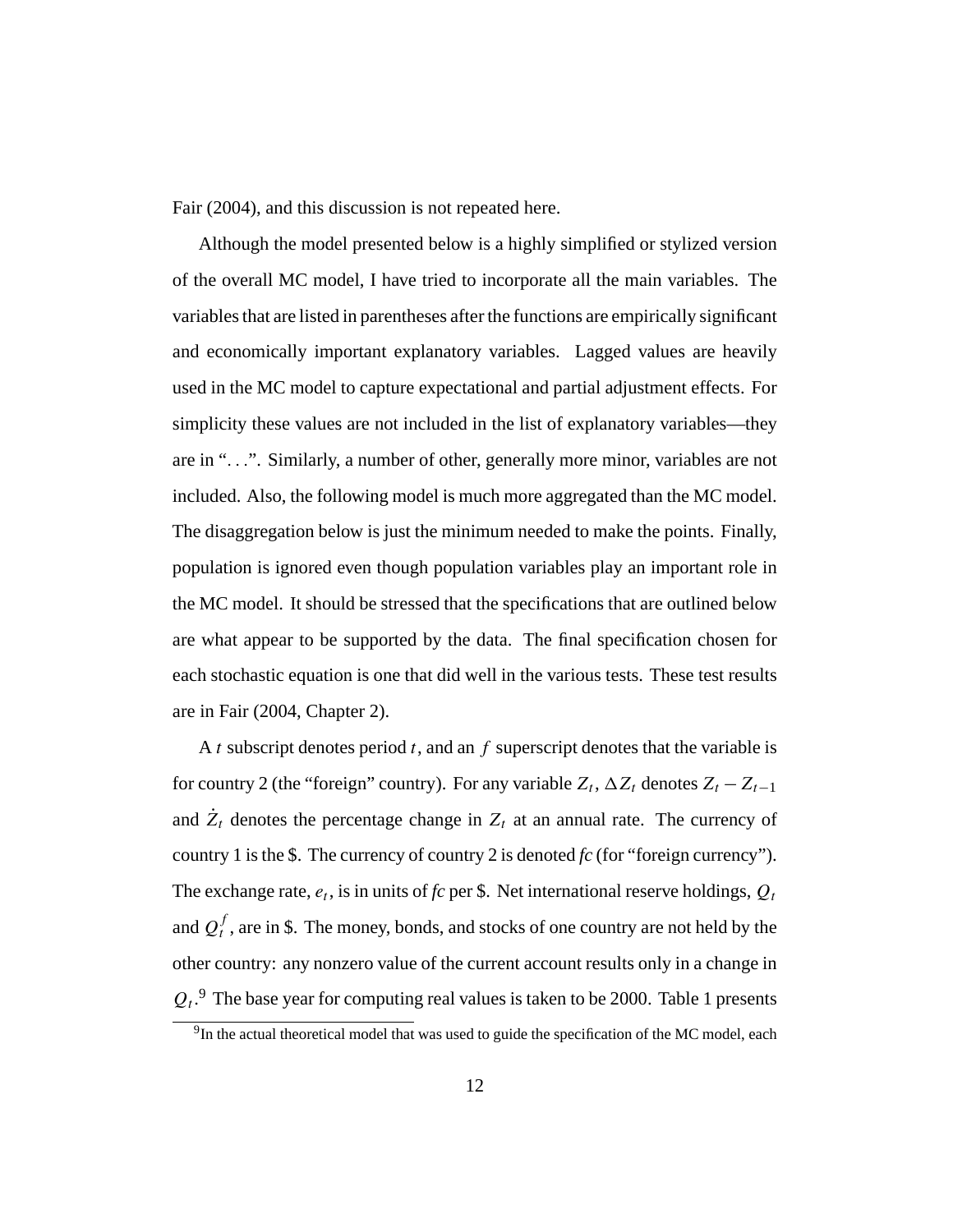Fair (2004), and this discussion is not repeated here.

Although the model presented below is a highly simplified or stylized version of the overall MC model, I have tried to incorporate all the main variables. The variables that are listed in parentheses after the functions are empirically significant and economically important explanatory variables. Lagged values are heavily used in the MC model to capture expectational and partial adjustment effects. For simplicity these values are not included in the list of explanatory variables—they are in "...". Similarly, a number of other, generally more minor, variables are not included. Also, the following model is much more aggregated than the MC model. The disaggregation below is just the minimum needed to make the points. Finally, population is ignored even though population variables play an important role in the MC model. It should be stressed that the specifications that are outlined below are what appear to be supported by the data. The final specification chosen for each stochastic equation is one that did well in the various tests. These test results are in Fair (2004, Chapter 2).

A $t$ subscript denotes period $t$, and an $f$ superscript denotes that the variable is for country 2 (the "foreign" country). For any variable $Z_t$, $\Delta Z_t$ denotes $Z_t - Z_{t-1}$ and $\dot{Z}_t$ denotes the percentage change in $Z_t$ at an annual rate. The currency of country 1 is the \$. The currency of country 2 is denoted *fc* (for "foreign currency"). The exchange rate, $e_t$, is in units of *fc* per \$. Net international reserve holdings, $Q_t$ and $Q_t^f$, are in \$. The money, bonds, and stocks of one country are not held by the other country: any nonzero value of the current account results only in a change in $Q_t$.[9] The base year for computing real values is taken to be 2000. Table 1 presents

[9] In the actual theoretical model that was used to guide the specification of the MC model, each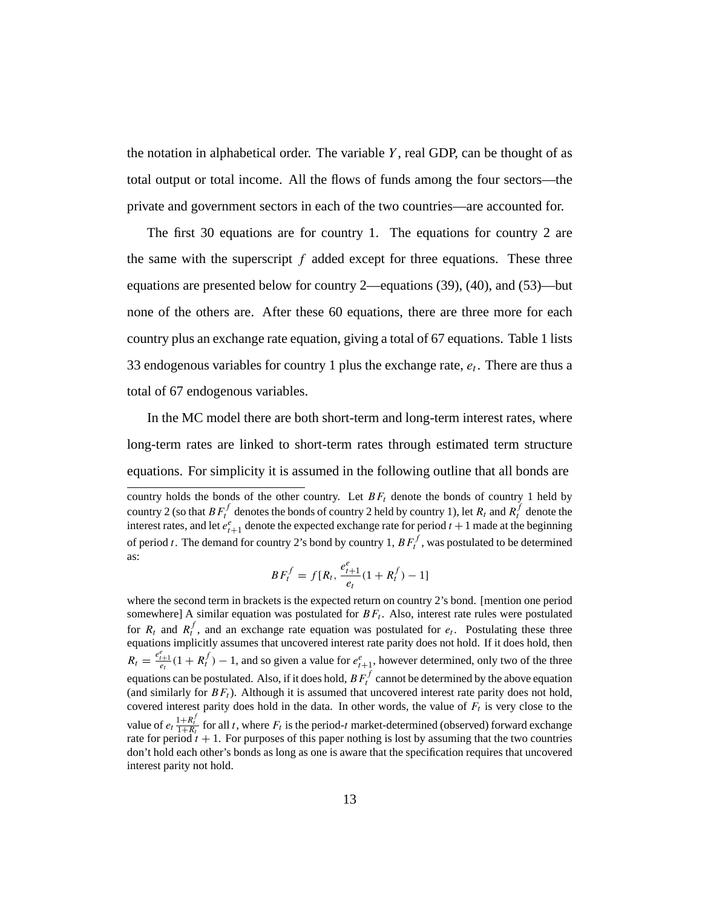the notation in alphabetical order. The variable $Y$, real GDP, can be thought of as total output or total income. All the flows of funds among the four sectors—the private and government sectors in each of the two countries—are accounted for.

The first 30 equations are for country 1. The equations for country 2 are the same with the superscript $f$ added except for three equations. These three equations are presented below for country 2—equations (39), (40), and (53)—but none of the others are. After these 60 equations, there are three more for each country plus an exchange rate equation, giving a total of 67 equations. Table 1 lists 33 endogenous variables for country 1 plus the exchange rate, $e_t$. There are thus a total of 67 endogenous variables.

In the MC model there are both short-term and long-term interest rates, where long-term rates are linked to short-term rates through estimated term structure equations. For simplicity it is assumed in the following outline that all bonds are

---

country holds the bonds of the other country. Let $BF_t$ denote the bonds of country 1 held by country 2 (so that $BF_t^f$ denotes the bonds of country 2 held by country 1), let $R_t$ and $R_t^f$ denote the interest rates, and let $e_{t+1}^e$ denote the expected exchange rate for period $t+1$ made at the beginning of period $t$. The demand for country 2's bond by country 1, $BF_t^f$, was postulated to be determined as:

$$BF_t^f = f[R_t, \frac{e_{t+1}^e}{e_t}(1 + R_t^f) - 1]$$

where the second term in brackets is the expected return on country 2's bond. [mention one period somewhere] A similar equation was postulated for $BF_t$. Also, interest rate rules were postulated for $R_t$ and $R_t^f$, and an exchange rate equation was postulated for $e_t$. Postulating these three equations implicitly assumes that uncovered interest rate parity does not hold. If it does hold, then $R_t = \frac{e_{t+1}^e}{e_t}(1 + R_t^f) - 1$, and so given a value for $e_{t+1}^e$, however determined, only two of the three equations can be postulated. Also, if it does hold, $BF_t^f$ cannot be determined by the above equation (and similarly for $BF_t$). Although it is assumed that uncovered interest rate parity does not hold, covered interest parity does hold in the data. In other words, the value of $F_t$ is very close to the value of $e_t \frac{1+R_t^f}{1+R_t}$ for all $t$, where $F_t$ is the period-$t$ market-determined (observed) forward exchange rate for period $t+1$. For purposes of this paper nothing is lost by assuming that the two countries don't hold each other's bonds as long as one is aware that the specification requires that uncovered interest parity not hold.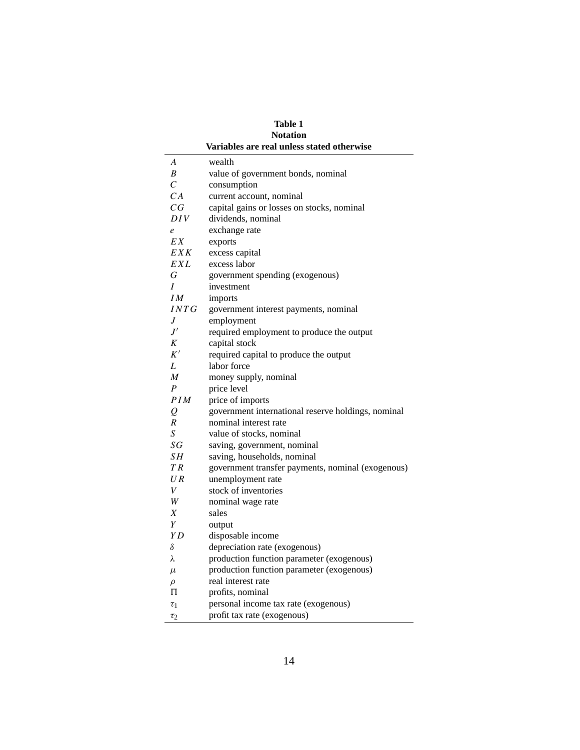**Table 1**
**Notation**
**Variables are real unless stated otherwise**

| | |
|---|---|
| $A$ | wealth |
| $B$ | value of government bonds, nominal |
| $C$ | consumption |
| $CA$ | current account, nominal |
| $CG$ | capital gains or losses on stocks, nominal |
| $DIV$ | dividends, nominal |
| $e$ | exchange rate |
| $EX$ | exports |
| $EXK$ | excess capital |
| $EXL$ | excess labor |
| $G$ | government spending (exogenous) |
| $I$ | investment |
| $IM$ | imports |
| $INTG$ | government interest payments, nominal |
| $J$ | employment |
| $J'$ | required employment to produce the output |
| $K$ | capital stock |
| $K'$ | required capital to produce the output |
| $L$ | labor force |
| $M$ | money supply, nominal |
| $P$ | price level |
| $PIM$ | price of imports |
| $Q$ | government international reserve holdings, nominal |
| $R$ | nominal interest rate |
| $S$ | value of stocks, nominal |
| $SG$ | saving, government, nominal |
| $SH$ | saving, households, nominal |
| $TR$ | government transfer payments, nominal (exogenous) |
| $UR$ | unemployment rate |
| $V$ | stock of inventories |
| $W$ | nominal wage rate |
| $X$ | sales |
| $Y$ | output |
| $YD$ | disposable income |
| $\delta$ | depreciation rate (exogenous) |
| $\lambda$ | production function parameter (exogenous) |
| $\mu$ | production function parameter (exogenous) |
| $\rho$ | real interest rate |
| $\Pi$ | profits, nominal |
| $\tau_1$ | personal income tax rate (exogenous) |
| $\tau_2$ | profit tax rate (exogenous) |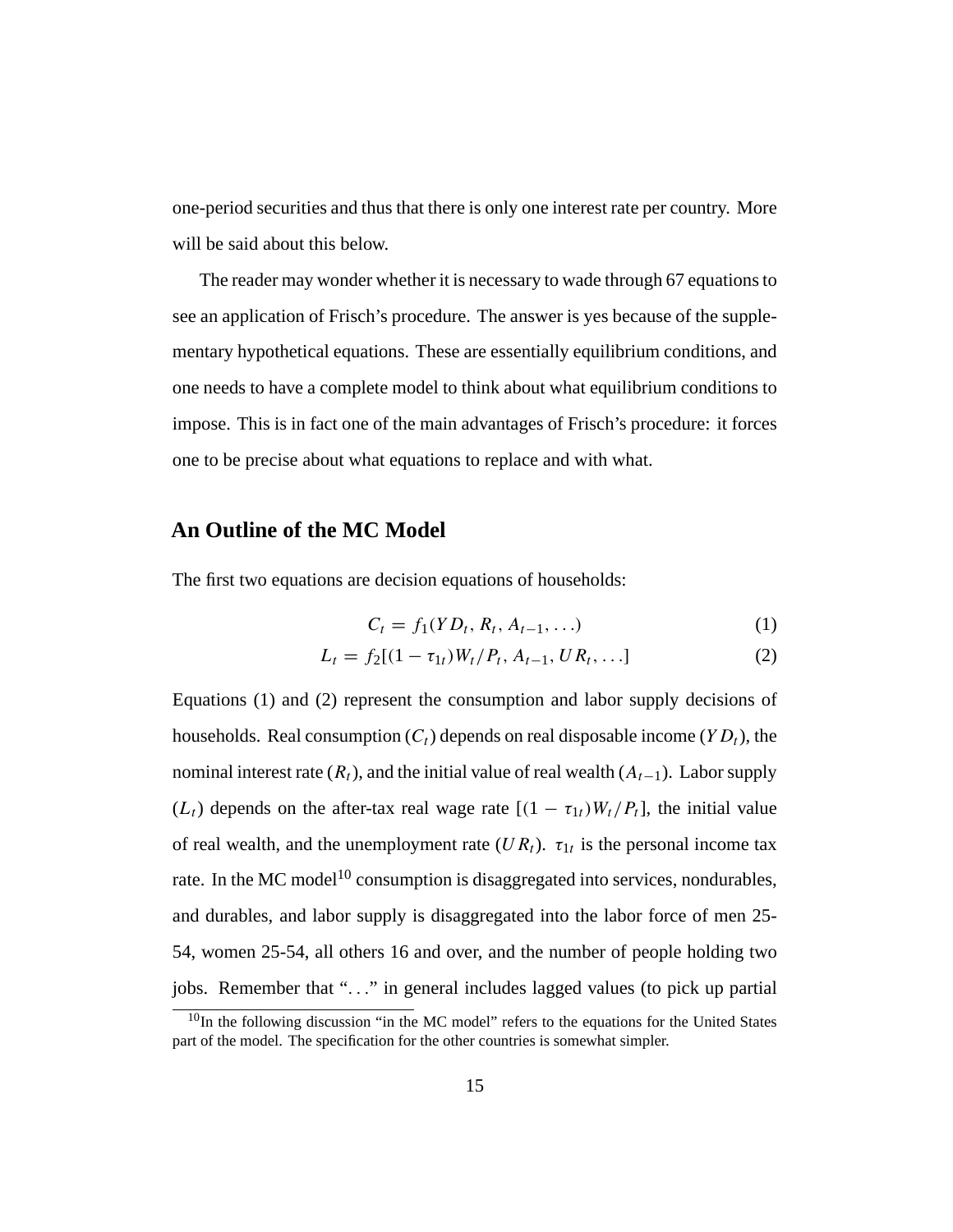one-period securities and thus that there is only one interest rate per country. More will be said about this below.

The reader may wonder whether it is necessary to wade through 67 equations to see an application of Frisch's procedure. The answer is yes because of the supplementary hypothetical equations. These are essentially equilibrium conditions, and one needs to have a complete model to think about what equilibrium conditions to impose. This is in fact one of the main advantages of Frisch's procedure: it forces one to be precise about what equations to replace and with what.

## An Outline of the MC Model

The first two equations are decision equations of households:

$$C_t = f_1(YD_t, R_t, A_{t-1}, \ldots) \tag{1}$$

$$L_t = f_2[(1 - \tau_{1t})W_t/P_t, A_{t-1}, UR_t, \ldots] \tag{2}$$

Equations (1) and (2) represent the consumption and labor supply decisions of households. Real consumption ($C_t$) depends on real disposable income ($YD_t$), the nominal interest rate ($R_t$), and the initial value of real wealth ($A_{t-1}$). Labor supply ($L_t$) depends on the after-tax real wage rate $[(1 - \tau_{1t})W_t/P_t]$, the initial value of real wealth, and the unemployment rate ($UR_t$). $\tau_{1t}$ is the personal income tax rate. In the MC model[10] consumption is disaggregated into services, nondurables, and durables, and labor supply is disaggregated into the labor force of men 25-54, women 25-54, all others 16 and over, and the number of people holding two jobs. Remember that "..." in general includes lagged values (to pick up partial

[10] In the following discussion "in the MC model" refers to the equations for the United States part of the model. The specification for the other countries is somewhat simpler.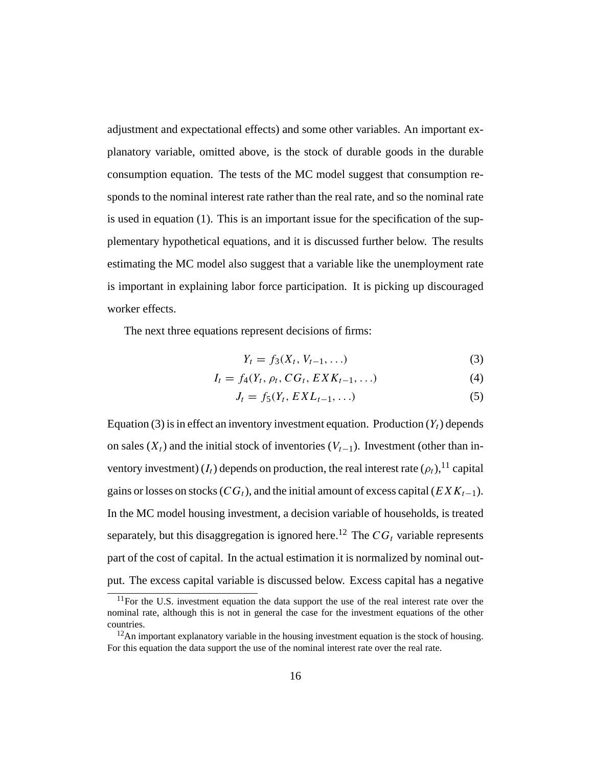adjustment and expectational effects) and some other variables. An important explanatory variable, omitted above, is the stock of durable goods in the durable consumption equation. The tests of the MC model suggest that consumption responds to the nominal interest rate rather than the real rate, and so the nominal rate is used in equation (1). This is an important issue for the specification of the supplementary hypothetical equations, and it is discussed further below. The results estimating the MC model also suggest that a variable like the unemployment rate is important in explaining labor force participation. It is picking up discouraged worker effects.

The next three equations represent decisions of firms:

$$Y_t = f_3(X_t, V_{t-1}, \ldots) \tag{3}$$

$$I_t = f_4(Y_t, \rho_t, CG_t, EXK_{t-1}, \ldots) \tag{4}$$

$$J_t = f_5(Y_t, EXL_{t-1}, \ldots) \tag{5}$$

Equation (3) is in effect an inventory investment equation. Production ($Y_t$) depends on sales ($X_t$) and the initial stock of inventories ($V_{t-1}$). Investment (other than inventory investment) ($I_t$) depends on production, the real interest rate ($\rho_t$),[11] capital gains or losses on stocks ($CG_t$), and the initial amount of excess capital ($EXK_{t-1}$). In the MC model housing investment, a decision variable of households, is treated separately, but this disaggregation is ignored here.[12] The $CG_t$ variable represents part of the cost of capital. In the actual estimation it is normalized by nominal output. The excess capital variable is discussed below. Excess capital has a negative

[11] For the U.S. investment equation the data support the use of the real interest rate over the nominal rate, although this is not in general the case for the investment equations of the other countries.

[12] An important explanatory variable in the housing investment equation is the stock of housing. For this equation the data support the use of the nominal interest rate over the real rate.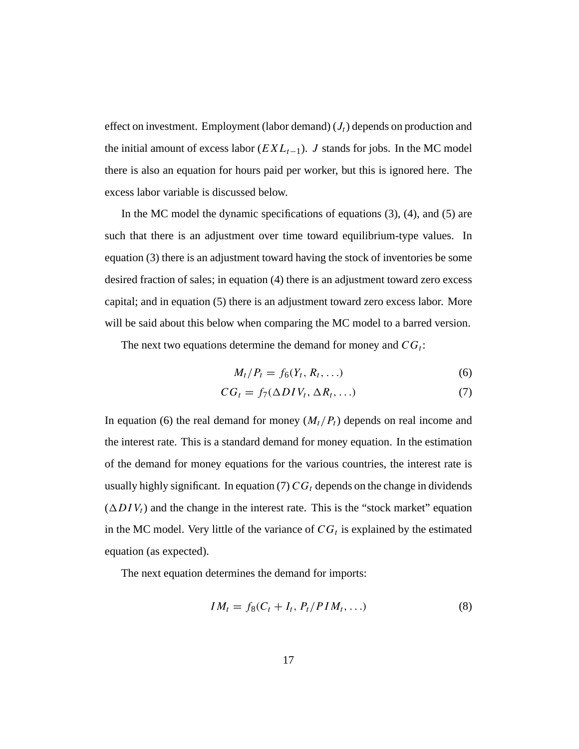effect on investment. Employment (labor demand) ($J_t$) depends on production and the initial amount of excess labor ($EXL_{t-1}$). $J$ stands for jobs. In the MC model there is also an equation for hours paid per worker, but this is ignored here. The excess labor variable is discussed below.

In the MC model the dynamic specifications of equations (3), (4), and (5) are such that there is an adjustment over time toward equilibrium-type values. In equation (3) there is an adjustment toward having the stock of inventories be some desired fraction of sales; in equation (4) there is an adjustment toward zero excess capital; and in equation (5) there is an adjustment toward zero excess labor. More will be said about this below when comparing the MC model to a barred version.

The next two equations determine the demand for money and $CG_t$:

$$M_t/P_t = f_6(Y_t, R_t, \ldots) \tag{6}$$

$$CG_t = f_7(\Delta DIV_t, \Delta R_t, \ldots) \tag{7}$$

In equation (6) the real demand for money ($M_t/P_t$) depends on real income and the interest rate. This is a standard demand for money equation. In the estimation of the demand for money equations for the various countries, the interest rate is usually highly significant. In equation (7) $CG_t$ depends on the change in dividends ($\Delta DIV_t$) and the change in the interest rate. This is the "stock market" equation in the MC model. Very little of the variance of $CG_t$ is explained by the estimated equation (as expected).

The next equation determines the demand for imports:

$$IM_t = f_8(C_t + I_t, P_t/PIM_t, \ldots) \tag{8}$$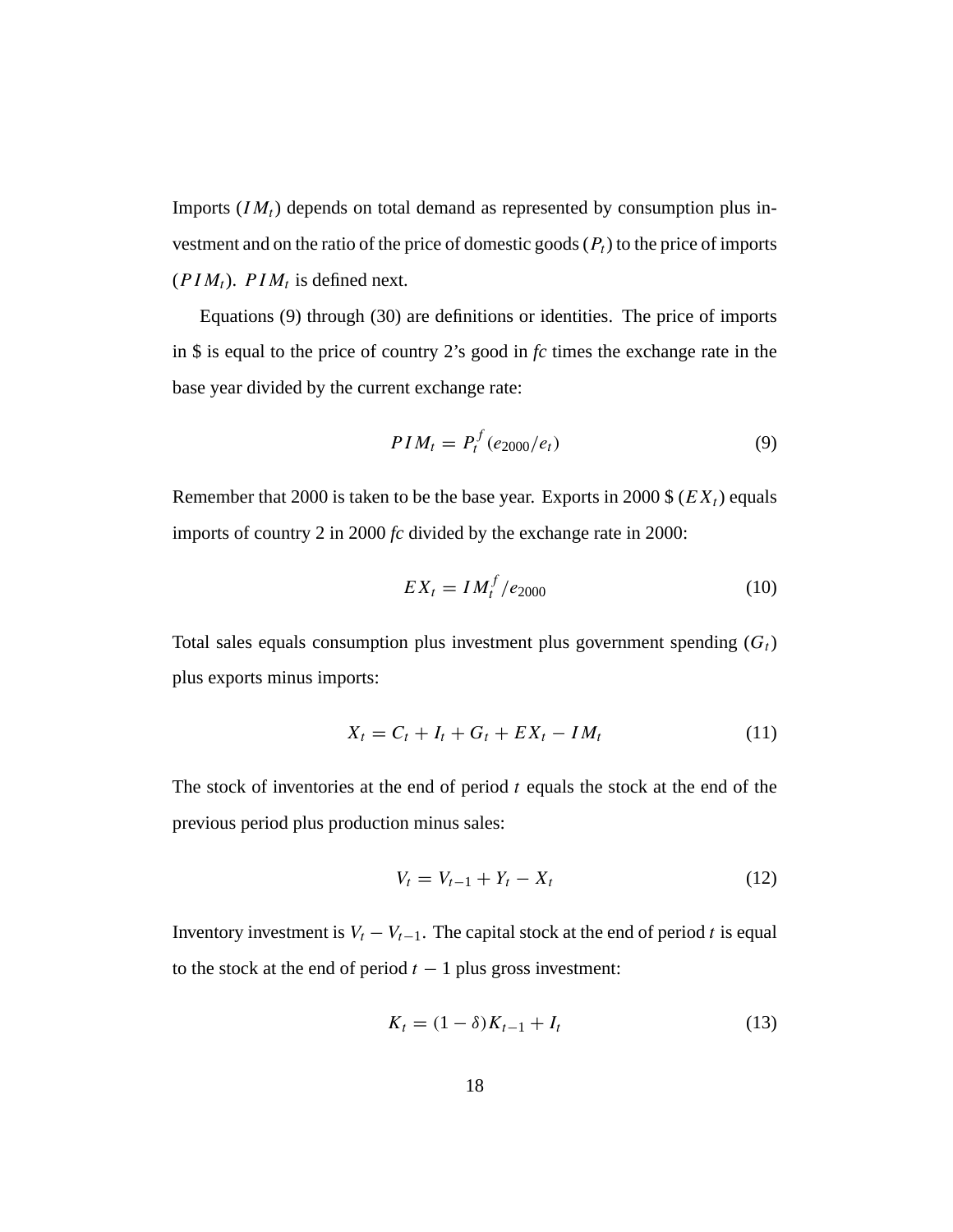Imports ($IM_t$) depends on total demand as represented by consumption plus investment and on the ratio of the price of domestic goods ($P_t$) to the price of imports ($PIM_t$). $PIM_t$ is defined next.

Equations (9) through (30) are definitions or identities. The price of imports in \$ is equal to the price of country 2's good in *fc* times the exchange rate in the base year divided by the current exchange rate:

$$PIM_t = P_t^f(e_{2000}/e_t) \tag{9}$$

Remember that 2000 is taken to be the base year. Exports in 2000 \$ ($EX_t$) equals imports of country 2 in 2000 *fc* divided by the exchange rate in 2000:

$$EX_t = IM_t^f/e_{2000} \tag{10}$$

Total sales equals consumption plus investment plus government spending ($G_t$) plus exports minus imports:

$$X_t = C_t + I_t + G_t + EX_t - IM_t \tag{11}$$

The stock of inventories at the end of period $t$ equals the stock at the end of the previous period plus production minus sales:

$$V_t = V_{t-1} + Y_t - X_t \tag{12}$$

Inventory investment is $V_t - V_{t-1}$. The capital stock at the end of period $t$ is equal to the stock at the end of period $t - 1$ plus gross investment:

$$K_t = (1 - \delta)K_{t-1} + I_t \tag{13}$$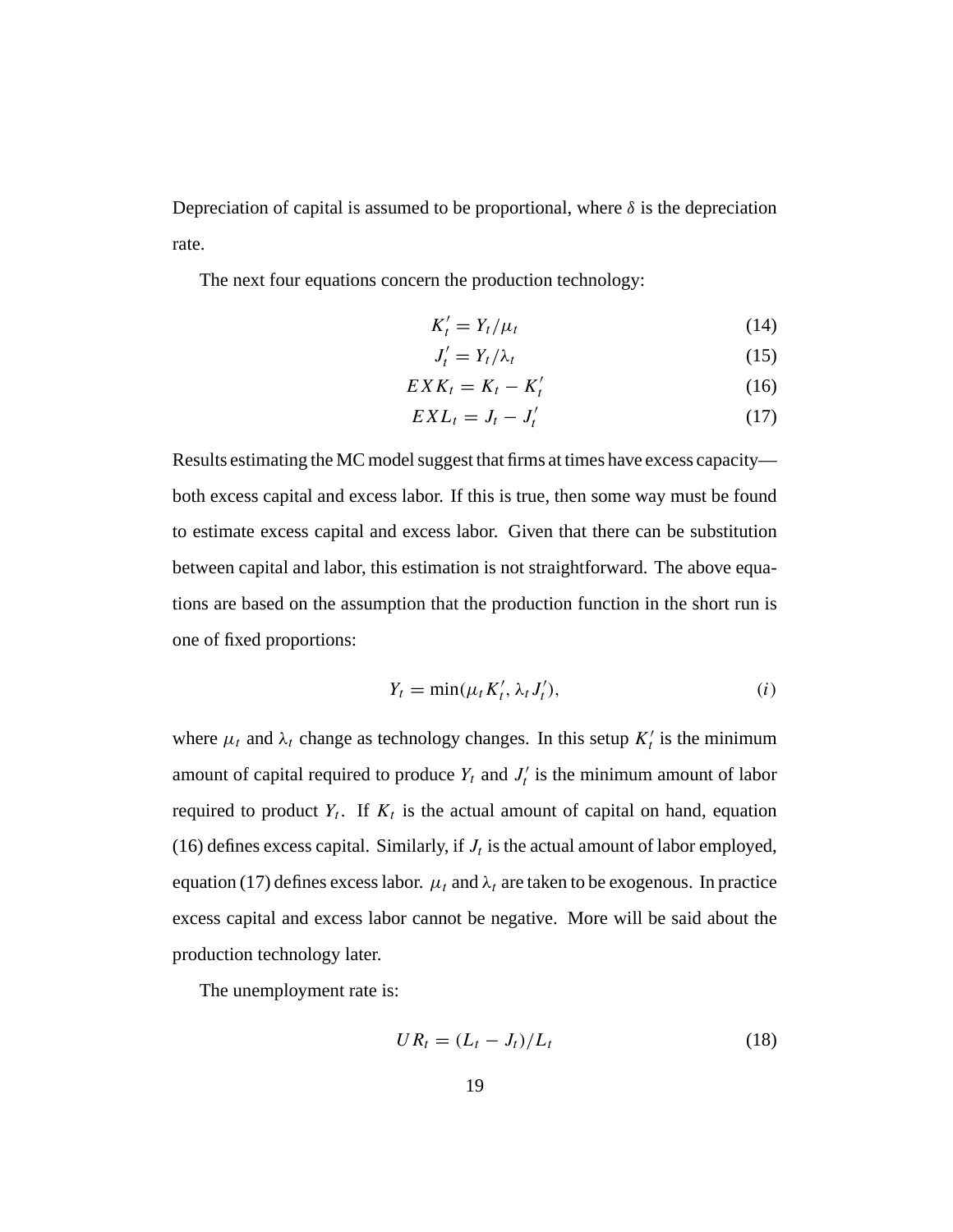Depreciation of capital is assumed to be proportional, where $\delta$ is the depreciation rate.

The next four equations concern the production technology:

$$K'_t = Y_t/\mu_t \tag{14}$$

$$J'_t = Y_t/\lambda_t \tag{15}$$

$$EXK_t = K_t - K'_t \tag{16}$$

$$EXL_t = J_t - J'_t \tag{17}$$

Results estimating the MC model suggest that firms at times have excess capacity—both excess capital and excess labor. If this is true, then some way must be found to estimate excess capital and excess labor. Given that there can be substitution between capital and labor, this estimation is not straightforward. The above equations are based on the assumption that the production function in the short run is one of fixed proportions:

$$Y_t = \min(\mu_t K'_t, \lambda_t J'_t), \tag{i}$$

where $\mu_t$ and $\lambda_t$ change as technology changes. In this setup $K'_t$ is the minimum amount of capital required to produce $Y_t$ and $J'_t$ is the minimum amount of labor required to product $Y_t$. If $K_t$ is the actual amount of capital on hand, equation (16) defines excess capital. Similarly, if $J_t$ is the actual amount of labor employed, equation (17) defines excess labor. $\mu_t$ and $\lambda_t$ are taken to be exogenous. In practice excess capital and excess labor cannot be negative. More will be said about the production technology later.

The unemployment rate is:

$$UR_t = (L_t - J_t)/L_t \tag{18}$$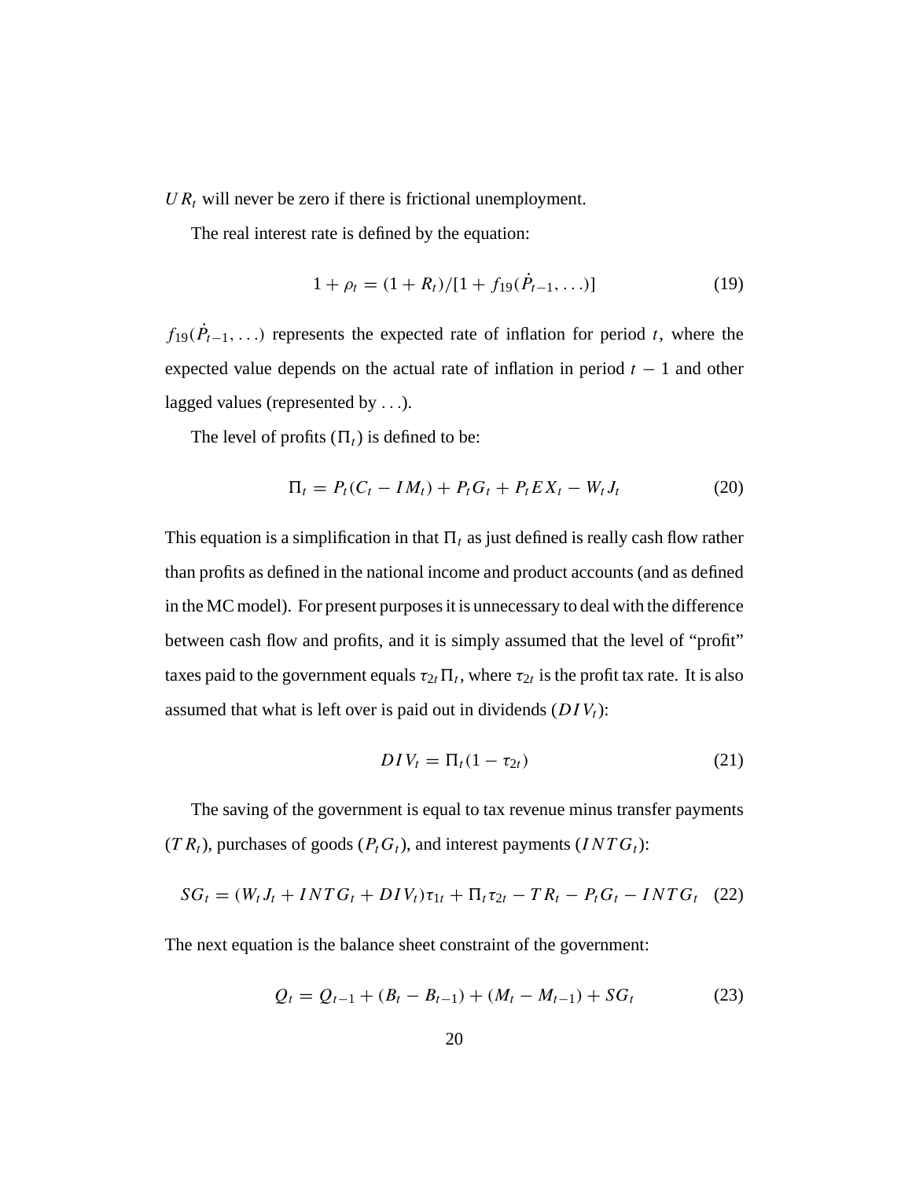$UR_t$ will never be zero if there is frictional unemployment.

The real interest rate is defined by the equation:

$$1 + \rho_t = (1 + R_t)/[1 + f_{19}(\dot{P}_{t-1}, \ldots)] \tag{19}$$

$f_{19}(\dot{P}_{t-1}, \ldots)$ represents the expected rate of inflation for period $t$, where the expected value depends on the actual rate of inflation in period $t-1$ and other lagged values (represented by ...).

The level of profits ($\Pi_t$) is defined to be:

$$\Pi_t = P_t(C_t - IM_t) + P_t G_t + P_t EX_t - W_t J_t \tag{20}$$

This equation is a simplification in that $\Pi_t$ as just defined is really cash flow rather than profits as defined in the national income and product accounts (and as defined in the MC model). For present purposes it is unnecessary to deal with the difference between cash flow and profits, and it is simply assumed that the level of "profit" taxes paid to the government equals $\tau_{2t}\Pi_t$, where $\tau_{2t}$ is the profit tax rate. It is also assumed that what is left over is paid out in dividends ($DIV_t$):

$$DIV_t = \Pi_t(1 - \tau_{2t}) \tag{21}$$

The saving of the government is equal to tax revenue minus transfer payments ($TR_t$), purchases of goods ($P_t G_t$), and interest payments ($INTG_t$):

$$SG_t = (W_t J_t + INTG_t + DIV_t)\tau_{1t} + \Pi_t \tau_{2t} - TR_t - P_t G_t - INTG_t \tag{22}$$

The next equation is the balance sheet constraint of the government:

$$Q_t = Q_{t-1} + (B_t - B_{t-1}) + (M_t - M_{t-1}) + SG_t \tag{23}$$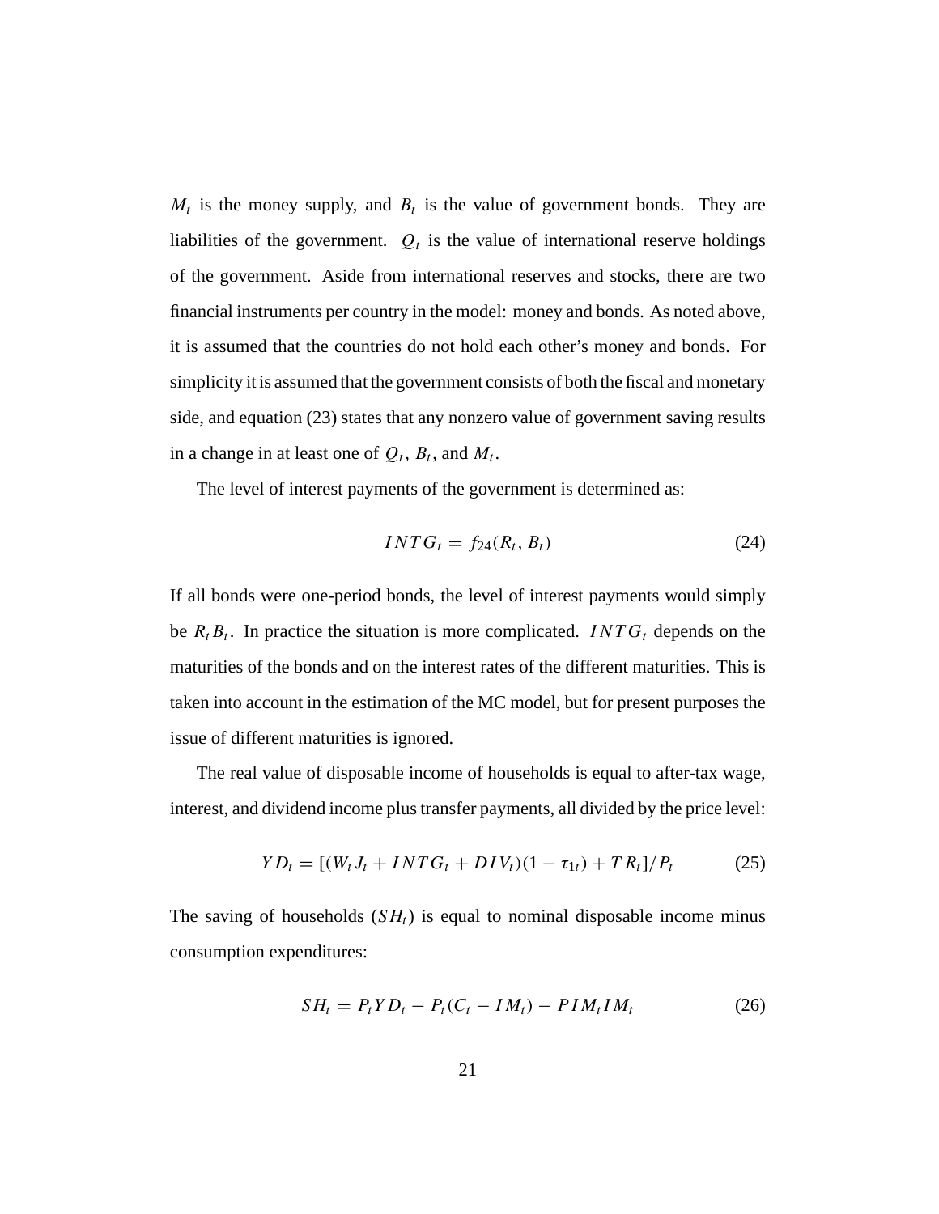$M_t$ is the money supply, and $B_t$ is the value of government bonds. They are liabilities of the government. $Q_t$ is the value of international reserve holdings of the government. Aside from international reserves and stocks, there are two financial instruments per country in the model: money and bonds. As noted above, it is assumed that the countries do not hold each other's money and bonds. For simplicity it is assumed that the government consists of both the fiscal and monetary side, and equation (23) states that any nonzero value of government saving results in a change in at least one of $Q_t$, $B_t$, and $M_t$.

The level of interest payments of the government is determined as:

$$INTG_t = f_{24}(R_t, B_t) \tag{24}$$

If all bonds were one-period bonds, the level of interest payments would simply be $R_t B_t$. In practice the situation is more complicated. $INTG_t$ depends on the maturities of the bonds and on the interest rates of the different maturities. This is taken into account in the estimation of the MC model, but for present purposes the issue of different maturities is ignored.

The real value of disposable income of households is equal to after-tax wage, interest, and dividend income plus transfer payments, all divided by the price level:

$$YD_t = [(W_t J_t + INTG_t + DIV_t)(1 - \tau_{1t}) + TR_t]/P_t \tag{25}$$

The saving of households ($SH_t$) is equal to nominal disposable income minus consumption expenditures:

$$SH_t = P_t YD_t - P_t(C_t - IM_t) - PIM_t IM_t \tag{26}$$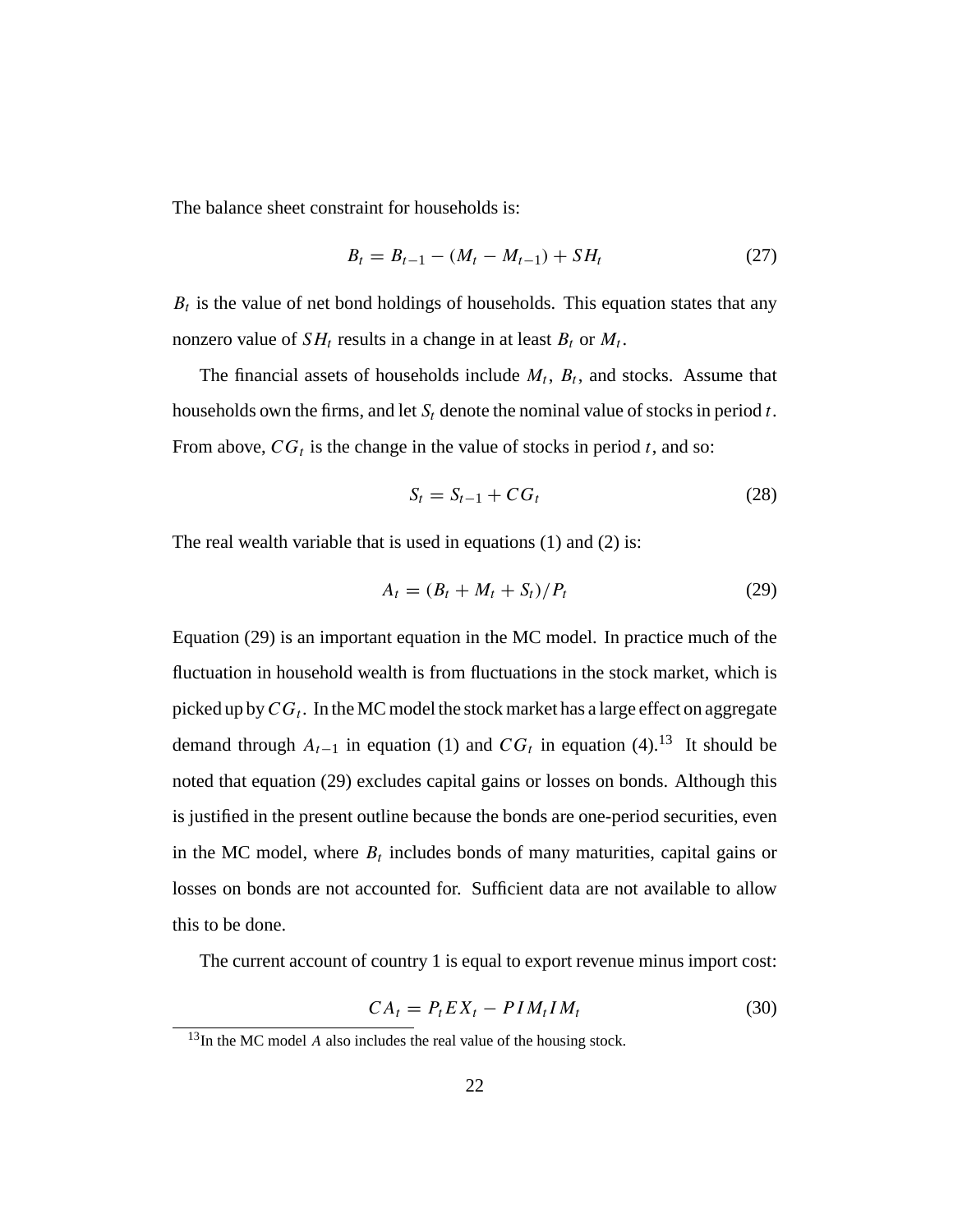The balance sheet constraint for households is:

$$B_t = B_{t-1} - (M_t - M_{t-1}) + SH_t \tag{27}$$

$B_t$ is the value of net bond holdings of households. This equation states that any nonzero value of $SH_t$ results in a change in at least $B_t$ or $M_t$.

The financial assets of households include $M_t$, $B_t$, and stocks. Assume that households own the firms, and let $S_t$ denote the nominal value of stocks in period $t$. From above, $CG_t$ is the change in the value of stocks in period $t$, and so:

$$S_t = S_{t-1} + CG_t \tag{28}$$

The real wealth variable that is used in equations (1) and (2) is:

$$A_t = (B_t + M_t + S_t)/P_t \tag{29}$$

Equation (29) is an important equation in the MC model. In practice much of the fluctuation in household wealth is from fluctuations in the stock market, which is picked up by $CG_t$. In the MC model the stock market has a large effect on aggregate demand through $A_{t-1}$ in equation (1) and $CG_t$ in equation (4).[13] It should be noted that equation (29) excludes capital gains or losses on bonds. Although this is justified in the present outline because the bonds are one-period securities, even in the MC model, where $B_t$ includes bonds of many maturities, capital gains or losses on bonds are not accounted for. Sufficient data are not available to allow this to be done.

The current account of country 1 is equal to export revenue minus import cost:

$$CA_t = P_t EX_t - PIM_t IM_t \tag{30}$$

[13] In the MC model $A$ also includes the real value of the housing stock.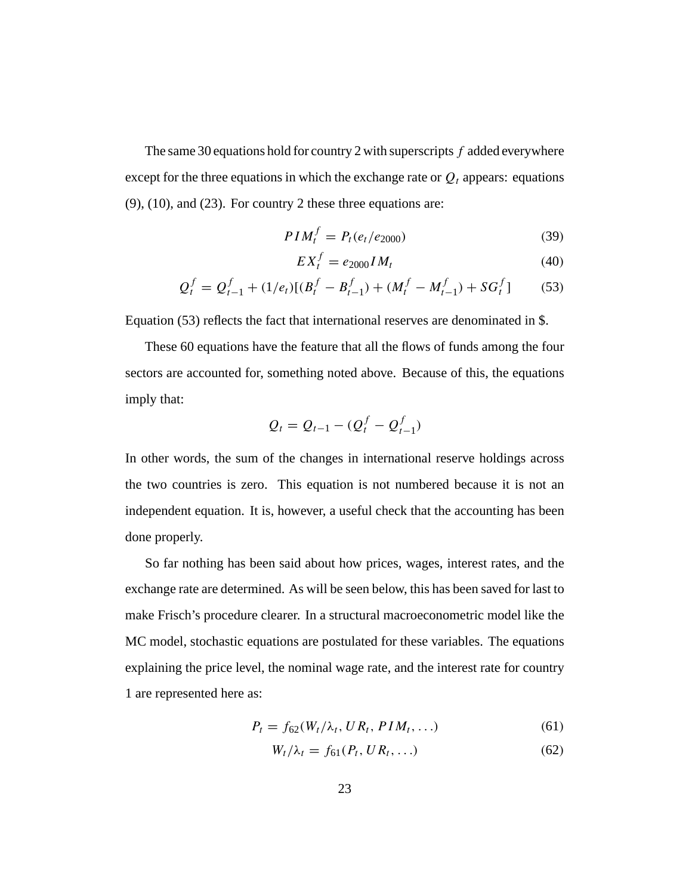The same 30 equations hold for country 2 with superscripts $f$ added everywhere except for the three equations in which the exchange rate or $Q_t$ appears: equations (9), (10), and (23). For country 2 these three equations are:

$$PIM_t^f = P_t(e_t/e_{2000}) \tag{39}$$

$$EX_t^f = e_{2000}IM_t \tag{40}$$

$$Q_t^f = Q_{t-1}^f + (1/e_t)[(B_t^f - B_{t-1}^f) + (M_t^f - M_{t-1}^f) + SG_t^f] \tag{53}$$

Equation (53) reflects the fact that international reserves are denominated in $.

These 60 equations have the feature that all the flows of funds among the four sectors are accounted for, something noted above. Because of this, the equations imply that:

$$Q_t = Q_{t-1} - (Q_t^f - Q_{t-1}^f)$$

In other words, the sum of the changes in international reserve holdings across the two countries is zero. This equation is not numbered because it is not an independent equation. It is, however, a useful check that the accounting has been done properly.

So far nothing has been said about how prices, wages, interest rates, and the exchange rate are determined. As will be seen below, this has been saved for last to make Frisch's procedure clearer. In a structural macroeconometric model like the MC model, stochastic equations are postulated for these variables. The equations explaining the price level, the nominal wage rate, and the interest rate for country 1 are represented here as:

$$P_t = f_{62}(W_t/\lambda_t, UR_t, PIM_t, \ldots) \tag{61}$$

$$W_t/\lambda_t = f_{61}(P_t, UR_t, \ldots) \tag{62}$$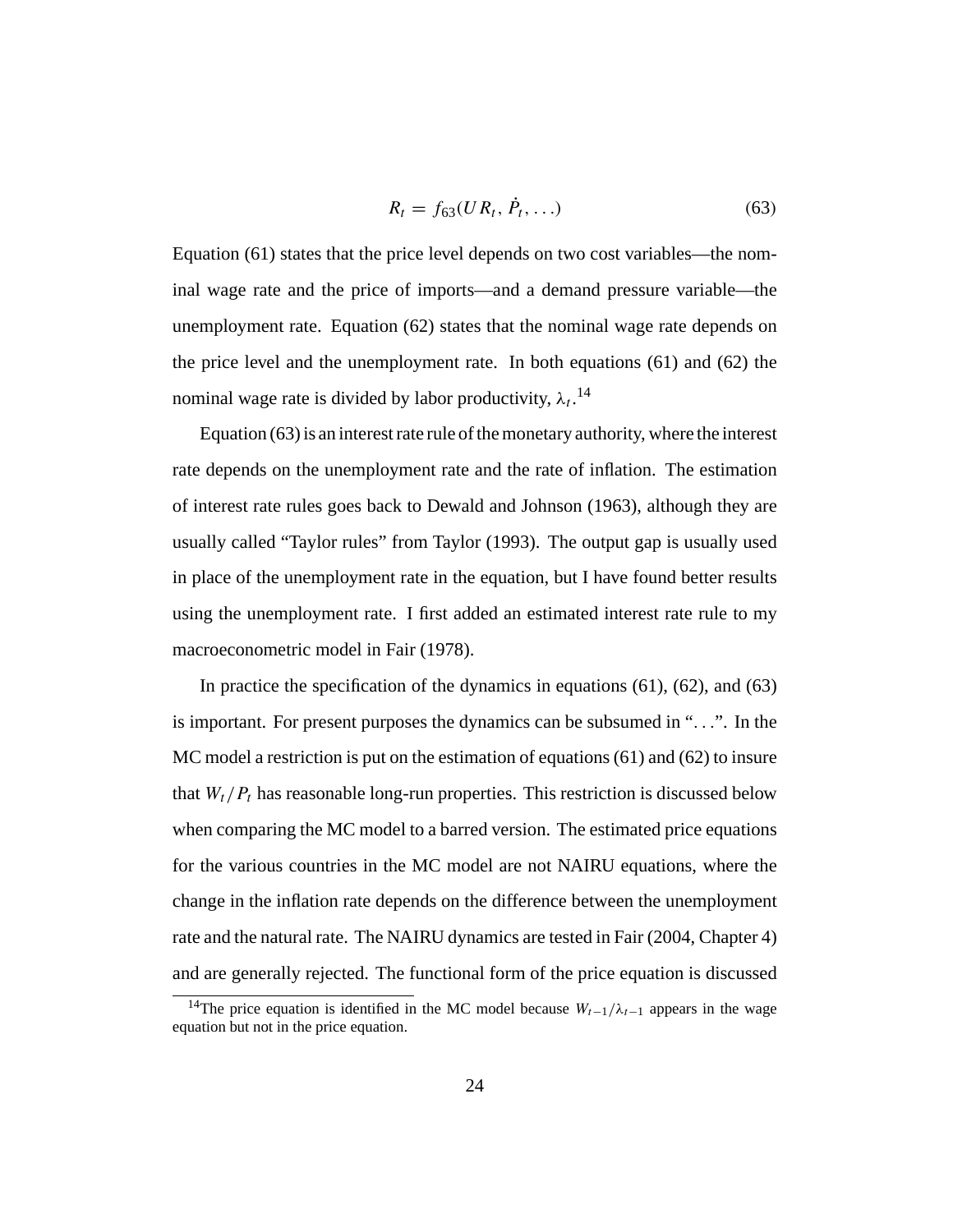$$R_t = f_{63}(UR_t, \dot{P}_t, \ldots) \tag{63}$$

Equation (61) states that the price level depends on two cost variables—the nominal wage rate and the price of imports—and a demand pressure variable—the unemployment rate. Equation (62) states that the nominal wage rate depends on the price level and the unemployment rate. In both equations (61) and (62) the nominal wage rate is divided by labor productivity, $\lambda_t$.[14]

Equation (63) is an interest rate rule of the monetary authority, where the interest rate depends on the unemployment rate and the rate of inflation. The estimation of interest rate rules goes back to Dewald and Johnson (1963), although they are usually called "Taylor rules" from Taylor (1993). The output gap is usually used in place of the unemployment rate in the equation, but I have found better results using the unemployment rate. I first added an estimated interest rate rule to my macroeconometric model in Fair (1978).

In practice the specification of the dynamics in equations (61), (62), and (63) is important. For present purposes the dynamics can be subsumed in "...". In the MC model a restriction is put on the estimation of equations (61) and (62) to insure that $W_t/P_t$ has reasonable long-run properties. This restriction is discussed below when comparing the MC model to a barred version. The estimated price equations for the various countries in the MC model are not NAIRU equations, where the change in the inflation rate depends on the difference between the unemployment rate and the natural rate. The NAIRU dynamics are tested in Fair (2004, Chapter 4) and are generally rejected. The functional form of the price equation is discussed

[14] The price equation is identified in the MC model because $W_{t-1}/\lambda_{t-1}$ appears in the wage equation but not in the price equation.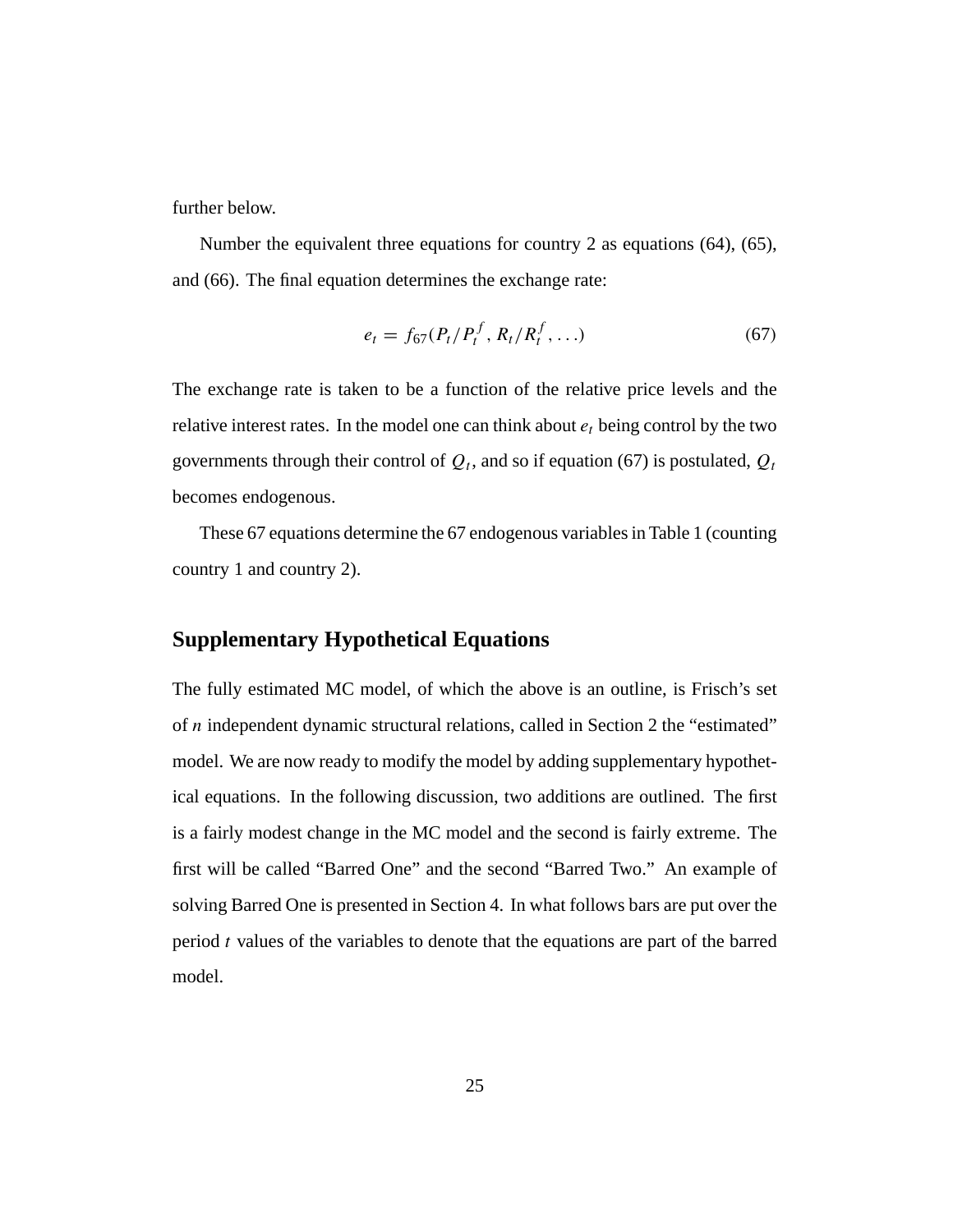further below.

Number the equivalent three equations for country 2 as equations (64), (65), and (66). The final equation determines the exchange rate:

$$e_t = f_{67}(P_t/P_t^f, R_t/R_t^f, \ldots) \tag{67}$$

The exchange rate is taken to be a function of the relative price levels and the relative interest rates. In the model one can think about $e_t$ being control by the two governments through their control of $Q_t$, and so if equation (67) is postulated, $Q_t$ becomes endogenous.

These 67 equations determine the 67 endogenous variables in Table 1 (counting country 1 and country 2).

## Supplementary Hypothetical Equations

The fully estimated MC model, of which the above is an outline, is Frisch's set of $n$ independent dynamic structural relations, called in Section 2 the "estimated" model. We are now ready to modify the model by adding supplementary hypothetical equations. In the following discussion, two additions are outlined. The first is a fairly modest change in the MC model and the second is fairly extreme. The first will be called "Barred One" and the second "Barred Two." An example of solving Barred One is presented in Section 4. In what follows bars are put over the period $t$ values of the variables to denote that the equations are part of the barred model.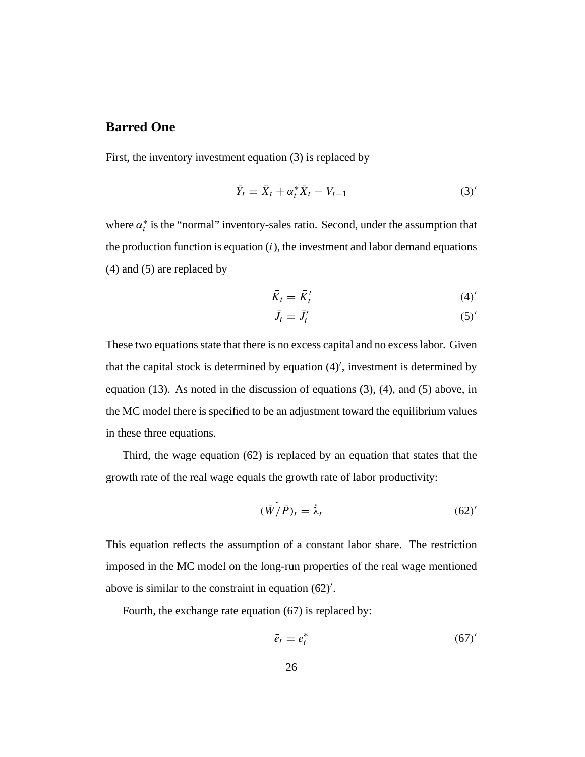## Barred One

First, the inventory investment equation (3) is replaced by

$$\bar{Y}_t = \bar{X}_t + \alpha_t^* \bar{X}_t - V_{t-1} \tag{3$'$}$$

where $\alpha_t^*$ is the "normal" inventory-sales ratio. Second, under the assumption that the production function is equation $(i)$, the investment and labor demand equations (4) and (5) are replaced by

$$\bar{K}_t = \bar{K}_t' \tag{4$'$}$$

$$\bar{J}_t = \bar{J}_t' \tag{5$'$}$$

These two equations state that there is no excess capital and no excess labor. Given that the capital stock is determined by equation (4)$'$, investment is determined by equation (13). As noted in the discussion of equations (3), (4), and (5) above, in the MC model there is specified to be an adjustment toward the equilibrium values in these three equations.

Third, the wage equation (62) is replaced by an equation that states that the growth rate of the real wage equals the growth rate of labor productivity:

$$(\dot{\bar{W}/\bar{P}})_t = \dot{\lambda}_t \tag{62$'$}$$

This equation reflects the assumption of a constant labor share. The restriction imposed in the MC model on the long-run properties of the real wage mentioned above is similar to the constraint in equation (62)$'$.

Fourth, the exchange rate equation (67) is replaced by:

$$\bar{e}_t = e_t^* \tag{67$'$}$$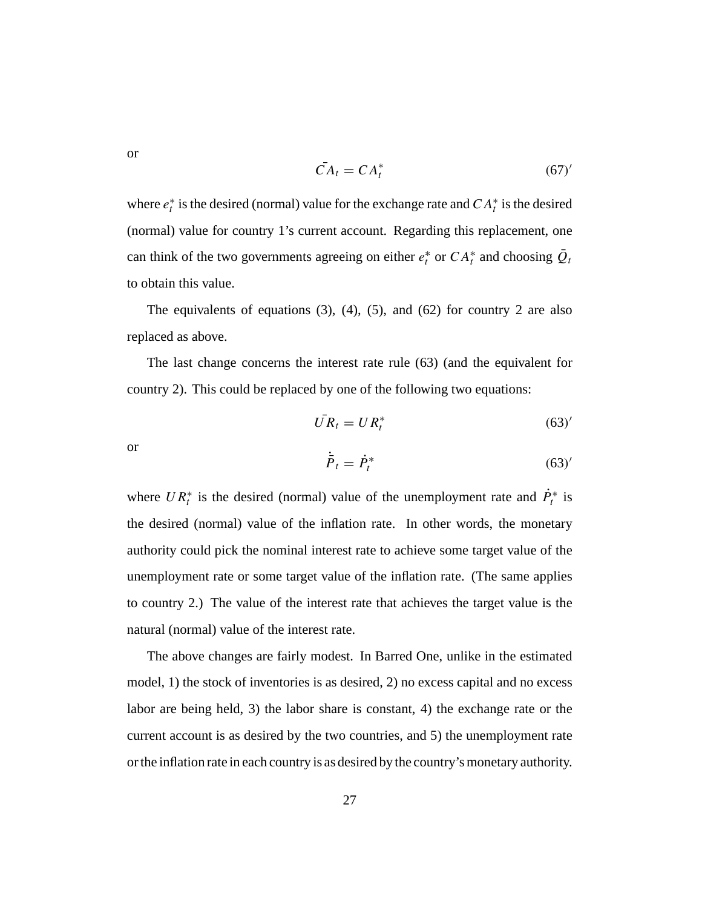or

$$\bar{CA}_t = CA_t^* \tag{67}'$$

where $e_t^*$ is the desired (normal) value for the exchange rate and $CA_t^*$ is the desired (normal) value for country 1's current account. Regarding this replacement, one can think of the two governments agreeing on either $e_t^*$ or $CA_t^*$ and choosing $\bar{Q}_t$ to obtain this value.

The equivalents of equations (3), (4), (5), and (62) for country 2 are also replaced as above.

The last change concerns the interest rate rule (63) (and the equivalent for country 2). This could be replaced by one of the following two equations:

$$\bar{UR}_t = UR_t^* \tag{63}'$$

or

$$\dot{\bar{P}}_t = \dot{P}_t^* \tag{63}'$$

where $UR_t^*$ is the desired (normal) value of the unemployment rate and $\dot{P}_t^*$ is the desired (normal) value of the inflation rate. In other words, the monetary authority could pick the nominal interest rate to achieve some target value of the unemployment rate or some target value of the inflation rate. (The same applies to country 2.) The value of the interest rate that achieves the target value is the natural (normal) value of the interest rate.

The above changes are fairly modest. In Barred One, unlike in the estimated model, 1) the stock of inventories is as desired, 2) no excess capital and no excess labor are being held, 3) the labor share is constant, 4) the exchange rate or the current account is as desired by the two countries, and 5) the unemployment rate or the inflation rate in each country is as desired by the country's monetary authority.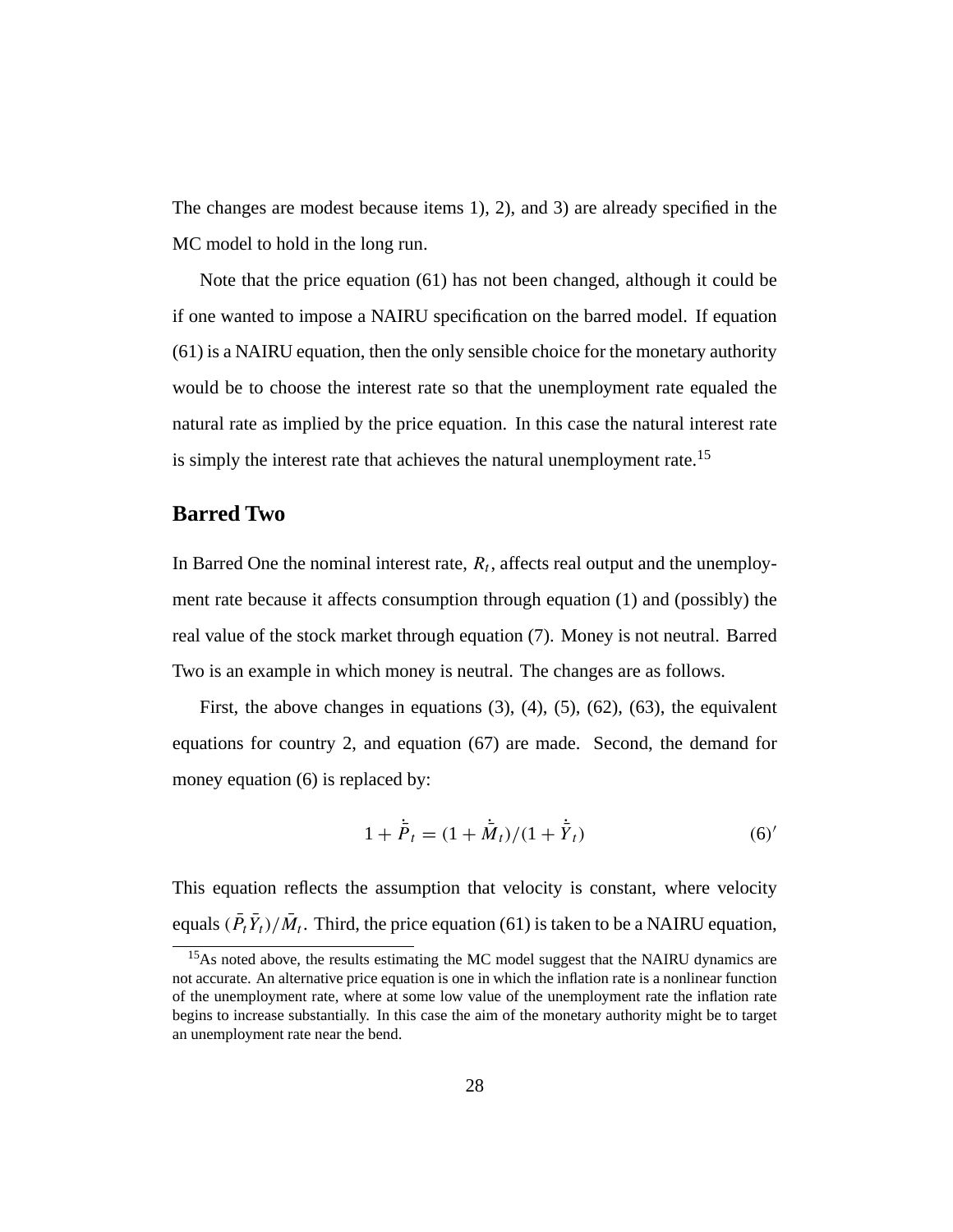The changes are modest because items 1), 2), and 3) are already specified in the MC model to hold in the long run.

Note that the price equation (61) has not been changed, although it could be if one wanted to impose a NAIRU specification on the barred model. If equation (61) is a NAIRU equation, then the only sensible choice for the monetary authority would be to choose the interest rate so that the unemployment rate equaled the natural rate as implied by the price equation. In this case the natural interest rate is simply the interest rate that achieves the natural unemployment rate.[15]

## Barred Two

In Barred One the nominal interest rate, $R_t$, affects real output and the unemployment rate because it affects consumption through equation (1) and (possibly) the real value of the stock market through equation (7). Money is not neutral. Barred Two is an example in which money is neutral. The changes are as follows.

First, the above changes in equations (3), (4), (5), (62), (63), the equivalent equations for country 2, and equation (67) are made. Second, the demand for money equation (6) is replaced by:

$$1 + \dot{\bar{P}}_t = (1 + \dot{\bar{M}}_t)/(1 + \dot{\bar{Y}}_t) \tag{6$'$}$$

This equation reflects the assumption that velocity is constant, where velocity equals $(\bar{P}_t \bar{Y}_t)/\bar{M}_t$. Third, the price equation (61) is taken to be a NAIRU equation,

[15]As noted above, the results estimating the MC model suggest that the NAIRU dynamics are not accurate. An alternative price equation is one in which the inflation rate is a nonlinear function of the unemployment rate, where at some low value of the unemployment rate the inflation rate begins to increase substantially. In this case the aim of the monetary authority might be to target an unemployment rate near the bend.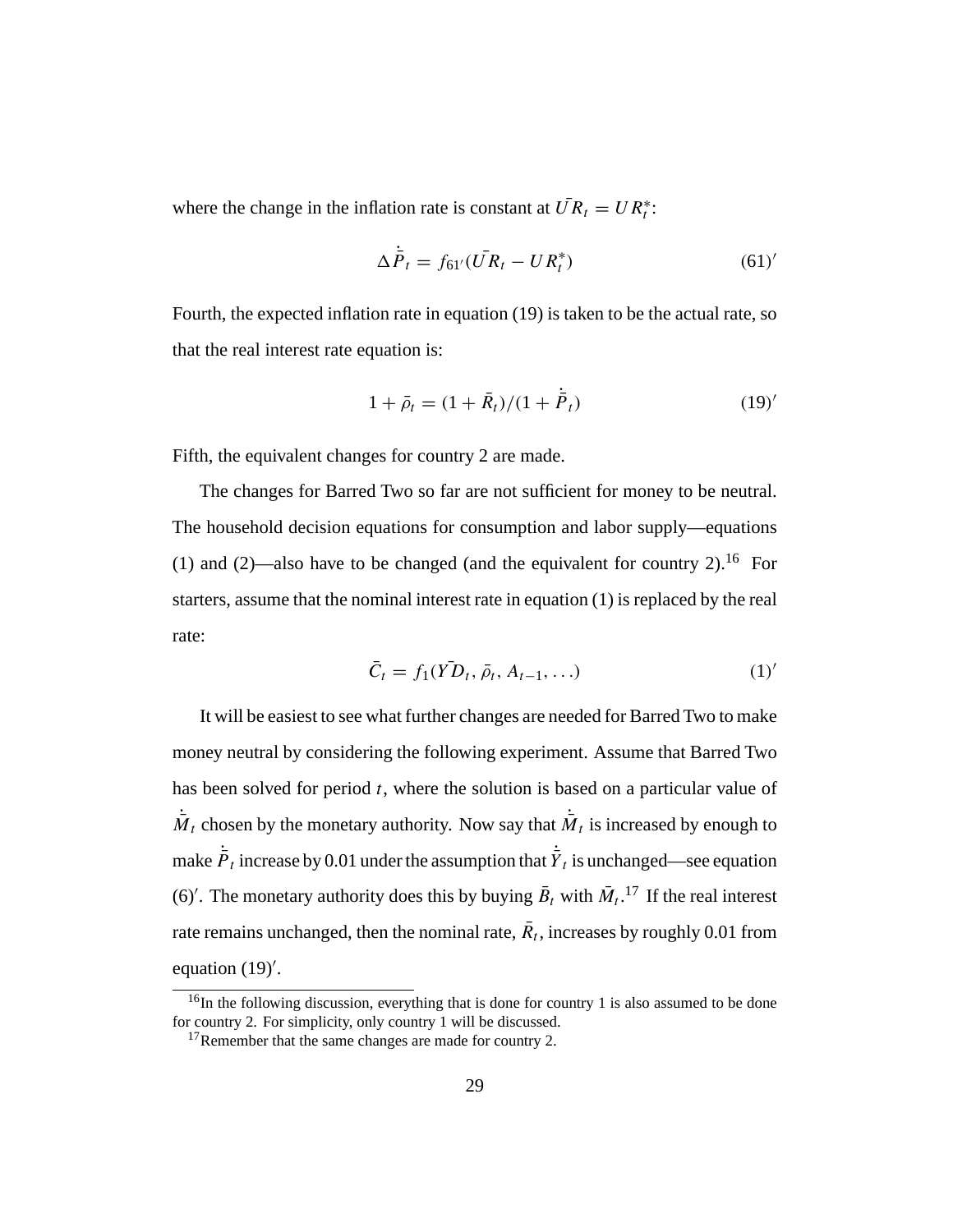where the change in the inflation rate is constant at $\bar{UR}_t = UR^*_t$:

$$\Delta \dot{\bar{P}}_t = f_{61'}(\bar{UR}_t - UR^*_t) \tag{61$'$}$$

Fourth, the expected inflation rate in equation (19) is taken to be the actual rate, so that the real interest rate equation is:

$$1 + \bar{\rho}_t = (1 + \bar{R}_t)/(1 + \dot{\bar{P}}_t) \tag{19$'$}$$

Fifth, the equivalent changes for country 2 are made.

The changes for Barred Two so far are not sufficient for money to be neutral. The household decision equations for consumption and labor supply—equations (1) and (2)—also have to be changed (and the equivalent for country 2).[16] For starters, assume that the nominal interest rate in equation (1) is replaced by the real rate:

$$\bar{C}_t = f_1(\bar{YD}_t, \bar{\rho}_t, A_{t-1}, \ldots) \tag{1$'$}$$

It will be easiest to see what further changes are needed for Barred Two to make money neutral by considering the following experiment. Assume that Barred Two has been solved for period $t$, where the solution is based on a particular value of $\dot{\bar{M}}_t$ chosen by the monetary authority. Now say that $\dot{\bar{M}}_t$ is increased by enough to make $\dot{\bar{P}}_t$ increase by 0.01 under the assumption that $\dot{\bar{Y}}_t$ is unchanged—see equation (6)$'$. The monetary authority does this by buying $\bar{B}_t$ with $\bar{M}_t$.[17] If the real interest rate remains unchanged, then the nominal rate, $\bar{R}_t$, increases by roughly 0.01 from equation (19)$'$.

[16] In the following discussion, everything that is done for country 1 is also assumed to be done for country 2. For simplicity, only country 1 will be discussed.

[17] Remember that the same changes are made for country 2.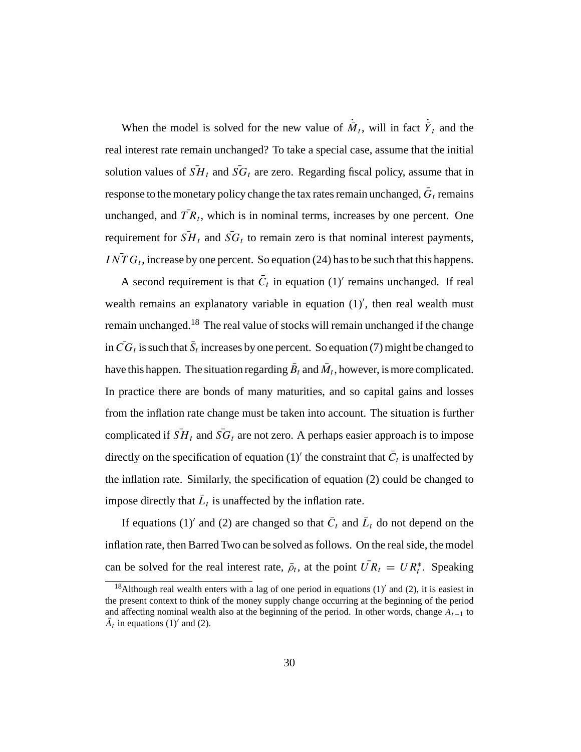When the model is solved for the new value of $\dot{\bar{M}}_t$, will in fact $\dot{\bar{Y}}_t$ and the real interest rate remain unchanged? To take a special case, assume that the initial solution values of $\bar{SH}_t$ and $\bar{SG}_t$ are zero. Regarding fiscal policy, assume that in response to the monetary policy change the tax rates remain unchanged, $\bar{G}_t$ remains unchanged, and $\bar{TR}_t$, which is in nominal terms, increases by one percent. One requirement for $\bar{SH}_t$ and $\bar{SG}_t$ to remain zero is that nominal interest payments, $\bar{INTG}_t$, increase by one percent. So equation (24) has to be such that this happens.

A second requirement is that $\bar{C}_t$ in equation (1)$'$ remains unchanged. If real wealth remains an explanatory variable in equation (1)$'$, then real wealth must remain unchanged.[18] The real value of stocks will remain unchanged if the change in $\bar{CG}_t$ is such that $\bar{S}_t$ increases by one percent. So equation (7) might be changed to have this happen. The situation regarding $\bar{B}_t$ and $\bar{M}_t$, however, is more complicated. In practice there are bonds of many maturities, and so capital gains and losses from the inflation rate change must be taken into account. The situation is further complicated if $\bar{SH}_t$ and $\bar{SG}_t$ are not zero. A perhaps easier approach is to impose directly on the specification of equation (1)$'$ the constraint that $\bar{C}_t$ is unaffected by the inflation rate. Similarly, the specification of equation (2) could be changed to impose directly that $\bar{L}_t$ is unaffected by the inflation rate.

If equations (1)$'$ and (2) are changed so that $\bar{C}_t$ and $\bar{L}_t$ do not depend on the inflation rate, then Barred Two can be solved as follows. On the real side, the model can be solved for the real interest rate, $\bar{\rho}_t$, at the point $\bar{UR}_t = UR_t^*$. Speaking

---

[18]Although real wealth enters with a lag of one period in equations (1)$'$ and (2), it is easiest in the present context to think of the money supply change occurring at the beginning of the period and affecting nominal wealth also at the beginning of the period. In other words, change $A_{t-1}$ to $\bar{A}_t$ in equations (1)$'$ and (2).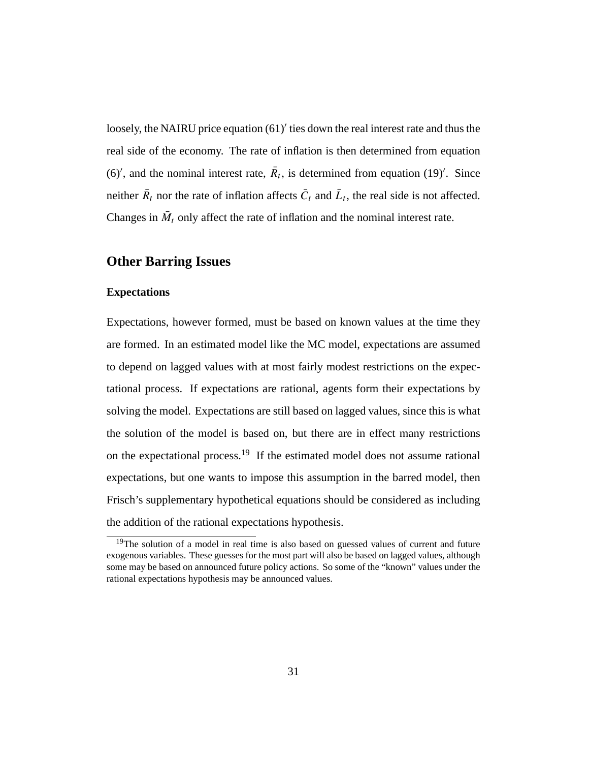loosely, the NAIRU price equation (61)$'$ ties down the real interest rate and thus the real side of the economy. The rate of inflation is then determined from equation (6)$'$, and the nominal interest rate, $\bar{R}_t$, is determined from equation (19)$'$. Since neither $\bar{R}_t$ nor the rate of inflation affects $\bar{C}_t$ and $\bar{L}_t$, the real side is not affected. Changes in $\bar{M}_t$ only affect the rate of inflation and the nominal interest rate.

## Other Barring Issues

### Expectations

Expectations, however formed, must be based on known values at the time they are formed. In an estimated model like the MC model, expectations are assumed to depend on lagged values with at most fairly modest restrictions on the expectational process. If expectations are rational, agents form their expectations by solving the model. Expectations are still based on lagged values, since this is what the solution of the model is based on, but there are in effect many restrictions on the expectational process.[19] If the estimated model does not assume rational expectations, but one wants to impose this assumption in the barred model, then Frisch's supplementary hypothetical equations should be considered as including the addition of the rational expectations hypothesis.

[19]The solution of a model in real time is also based on guessed values of current and future exogenous variables. These guesses for the most part will also be based on lagged values, although some may be based on announced future policy actions. So some of the "known" values under the rational expectations hypothesis may be announced values.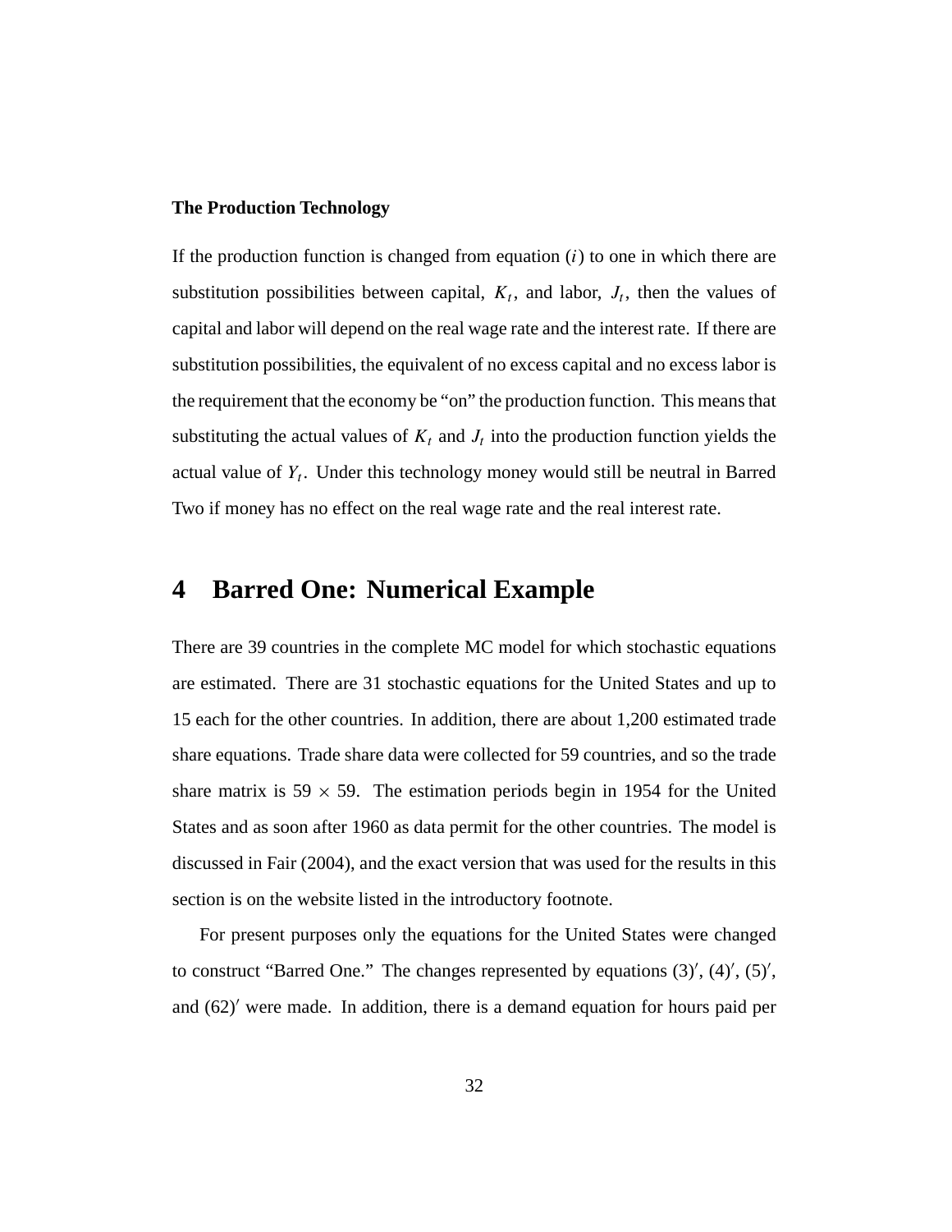**The Production Technology**

If the production function is changed from equation ($i$) to one in which there are substitution possibilities between capital, $K_t$, and labor, $J_t$, then the values of capital and labor will depend on the real wage rate and the interest rate. If there are substitution possibilities, the equivalent of no excess capital and no excess labor is the requirement that the economy be "on" the production function. This means that substituting the actual values of $K_t$ and $J_t$ into the production function yields the actual value of $Y_t$. Under this technology money would still be neutral in Barred Two if money has no effect on the real wage rate and the real interest rate.

# 4 Barred One: Numerical Example

There are 39 countries in the complete MC model for which stochastic equations are estimated. There are 31 stochastic equations for the United States and up to 15 each for the other countries. In addition, there are about 1,200 estimated trade share equations. Trade share data were collected for 59 countries, and so the trade share matrix is $59 \times 59$. The estimation periods begin in 1954 for the United States and as soon after 1960 as data permit for the other countries. The model is discussed in Fair (2004), and the exact version that was used for the results in this section is on the website listed in the introductory footnote.

For present purposes only the equations for the United States were changed to construct "Barred One." The changes represented by equations $(3)'$, $(4)'$, $(5)'$, and $(62)'$ were made. In addition, there is a demand equation for hours paid per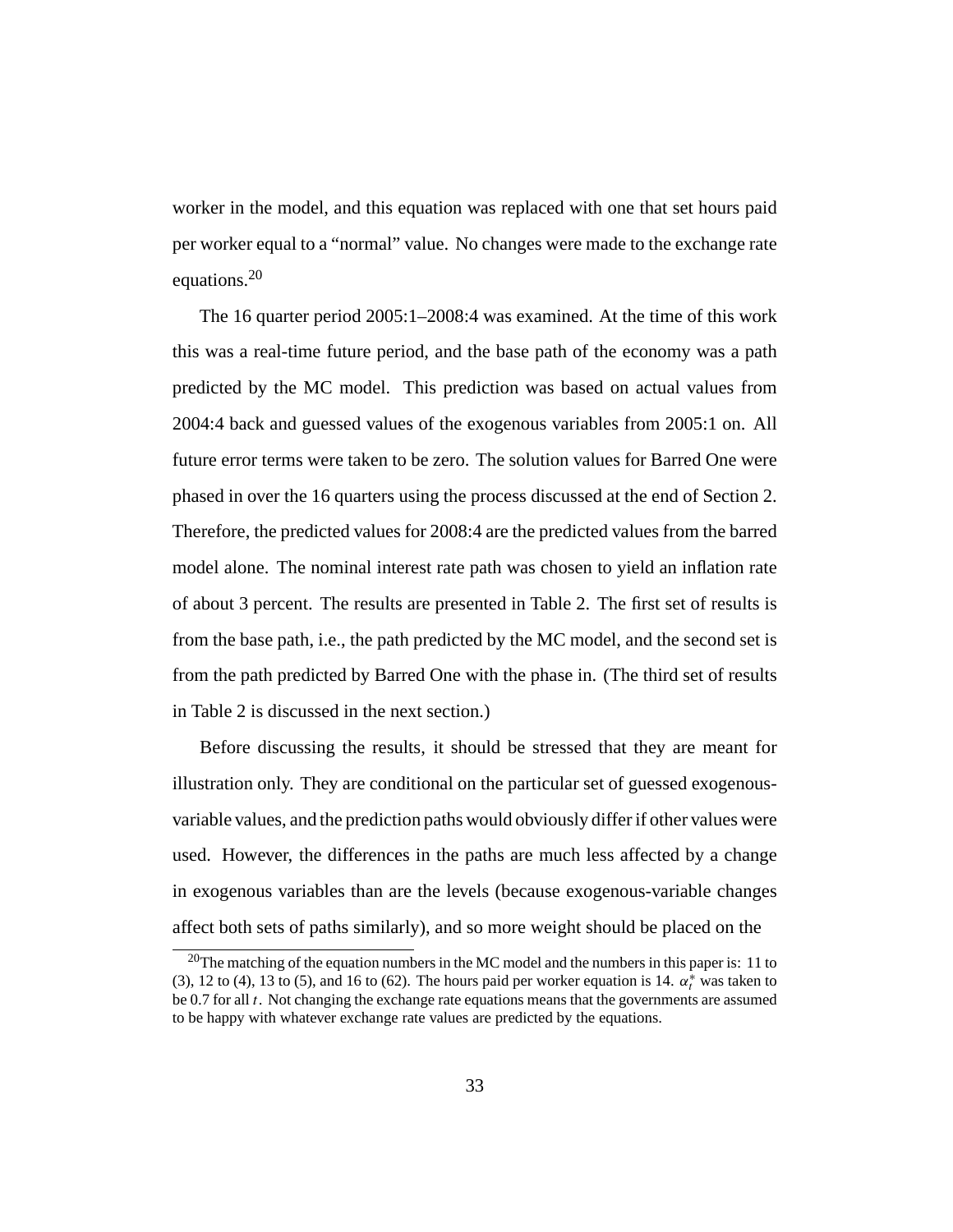worker in the model, and this equation was replaced with one that set hours paid per worker equal to a "normal" value. No changes were made to the exchange rate equations.[20]

The 16 quarter period 2005:1–2008:4 was examined. At the time of this work this was a real-time future period, and the base path of the economy was a path predicted by the MC model. This prediction was based on actual values from 2004:4 back and guessed values of the exogenous variables from 2005:1 on. All future error terms were taken to be zero. The solution values for Barred One were phased in over the 16 quarters using the process discussed at the end of Section 2. Therefore, the predicted values for 2008:4 are the predicted values from the barred model alone. The nominal interest rate path was chosen to yield an inflation rate of about 3 percent. The results are presented in Table 2. The first set of results is from the base path, i.e., the path predicted by the MC model, and the second set is from the path predicted by Barred One with the phase in. (The third set of results in Table 2 is discussed in the next section.)

Before discussing the results, it should be stressed that they are meant for illustration only. They are conditional on the particular set of guessed exogenous-variable values, and the prediction paths would obviously differ if other values were used. However, the differences in the paths are much less affected by a change in exogenous variables than are the levels (because exogenous-variable changes affect both sets of paths similarly), and so more weight should be placed on the

[20] The matching of the equation numbers in the MC model and the numbers in this paper is: 11 to (3), 12 to (4), 13 to (5), and 16 to (62). The hours paid per worker equation is 14. $\alpha_t^*$ was taken to be 0.7 for all $t$. Not changing the exchange rate equations means that the governments are assumed to be happy with whatever exchange rate values are predicted by the equations.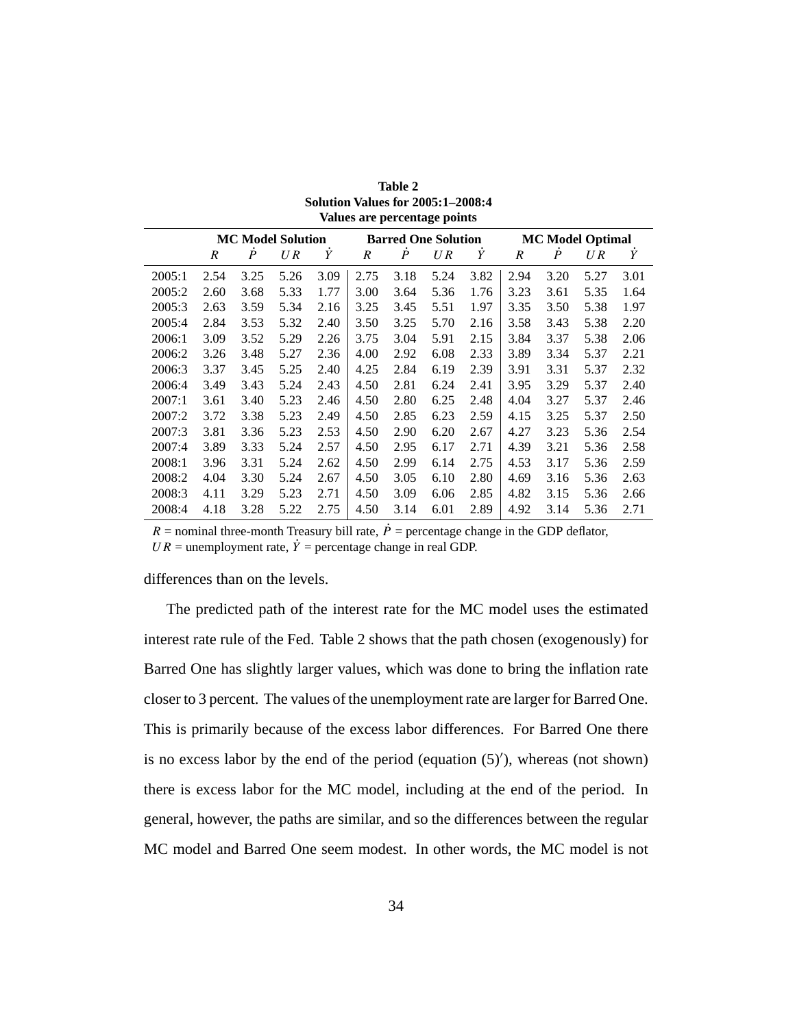**Table 2**
**Solution Values for 2005:1–2008:4**
**Values are percentage points**

| | MC Model Solution | | | | Barred One Solution | | | | MC Model Optimal | | | |
|---|---|---|---|---|---|---|---|---|---|---|---|---|
| | $R$ | $\dot{P}$ | $UR$ | $\dot{Y}$ | $R$ | $\dot{P}$ | $UR$ | $\dot{Y}$ | $R$ | $\dot{P}$ | $UR$ | $\dot{Y}$ |
| 2005:1 | 2.54 | 3.25 | 5.26 | 3.09 | 2.75 | 3.18 | 5.24 | 3.82 | 2.94 | 3.20 | 5.27 | 3.01 |
| 2005:2 | 2.60 | 3.68 | 5.33 | 1.77 | 3.00 | 3.64 | 5.36 | 1.76 | 3.23 | 3.61 | 5.35 | 1.64 |
| 2005:3 | 2.63 | 3.59 | 5.34 | 2.16 | 3.25 | 3.45 | 5.51 | 1.97 | 3.35 | 3.50 | 5.38 | 1.97 |
| 2005:4 | 2.84 | 3.53 | 5.32 | 2.40 | 3.50 | 3.25 | 5.70 | 2.16 | 3.58 | 3.43 | 5.38 | 2.20 |
| 2006:1 | 3.09 | 3.52 | 5.29 | 2.26 | 3.75 | 3.04 | 5.91 | 2.15 | 3.84 | 3.37 | 5.38 | 2.06 |
| 2006:2 | 3.26 | 3.48 | 5.27 | 2.36 | 4.00 | 2.92 | 6.08 | 2.33 | 3.89 | 3.34 | 5.37 | 2.21 |
| 2006:3 | 3.37 | 3.45 | 5.25 | 2.40 | 4.25 | 2.84 | 6.19 | 2.39 | 3.91 | 3.31 | 5.37 | 2.32 |
| 2006:4 | 3.49 | 3.43 | 5.24 | 2.43 | 4.50 | 2.81 | 6.24 | 2.41 | 3.95 | 3.29 | 5.37 | 2.40 |
| 2007:1 | 3.61 | 3.40 | 5.23 | 2.46 | 4.50 | 2.80 | 6.25 | 2.48 | 4.04 | 3.27 | 5.37 | 2.46 |
| 2007:2 | 3.72 | 3.38 | 5.23 | 2.49 | 4.50 | 2.85 | 6.23 | 2.59 | 4.15 | 3.25 | 5.37 | 2.50 |
| 2007:3 | 3.81 | 3.36 | 5.23 | 2.53 | 4.50 | 2.90 | 6.20 | 2.67 | 4.27 | 3.23 | 5.36 | 2.54 |
| 2007:4 | 3.89 | 3.33 | 5.24 | 2.57 | 4.50 | 2.95 | 6.17 | 2.71 | 4.39 | 3.21 | 5.36 | 2.58 |
| 2008:1 | 3.96 | 3.31 | 5.24 | 2.62 | 4.50 | 2.99 | 6.14 | 2.75 | 4.53 | 3.17 | 5.36 | 2.59 |
| 2008:2 | 4.04 | 3.30 | 5.24 | 2.67 | 4.50 | 3.05 | 6.10 | 2.80 | 4.69 | 3.16 | 5.36 | 2.63 |
| 2008:3 | 4.11 | 3.29 | 5.23 | 2.71 | 4.50 | 3.09 | 6.06 | 2.85 | 4.82 | 3.15 | 5.36 | 2.66 |
| 2008:4 | 4.18 | 3.28 | 5.22 | 2.75 | 4.50 | 3.14 | 6.01 | 2.89 | 4.92 | 3.14 | 5.36 | 2.71 |

$R$ = nominal three-month Treasury bill rate, $\dot{P}$ = percentage change in the GDP deflator, $UR$ = unemployment rate, $\dot{Y}$ = percentage change in real GDP.

differences than on the levels.

The predicted path of the interest rate for the MC model uses the estimated interest rate rule of the Fed. Table 2 shows that the path chosen (exogenously) for Barred One has slightly larger values, which was done to bring the inflation rate closer to 3 percent. The values of the unemployment rate are larger for Barred One. This is primarily because of the excess labor differences. For Barred One there is no excess labor by the end of the period (equation (5)′), whereas (not shown) there is excess labor for the MC model, including at the end of the period. In general, however, the paths are similar, and so the differences between the regular MC model and Barred One seem modest. In other words, the MC model is not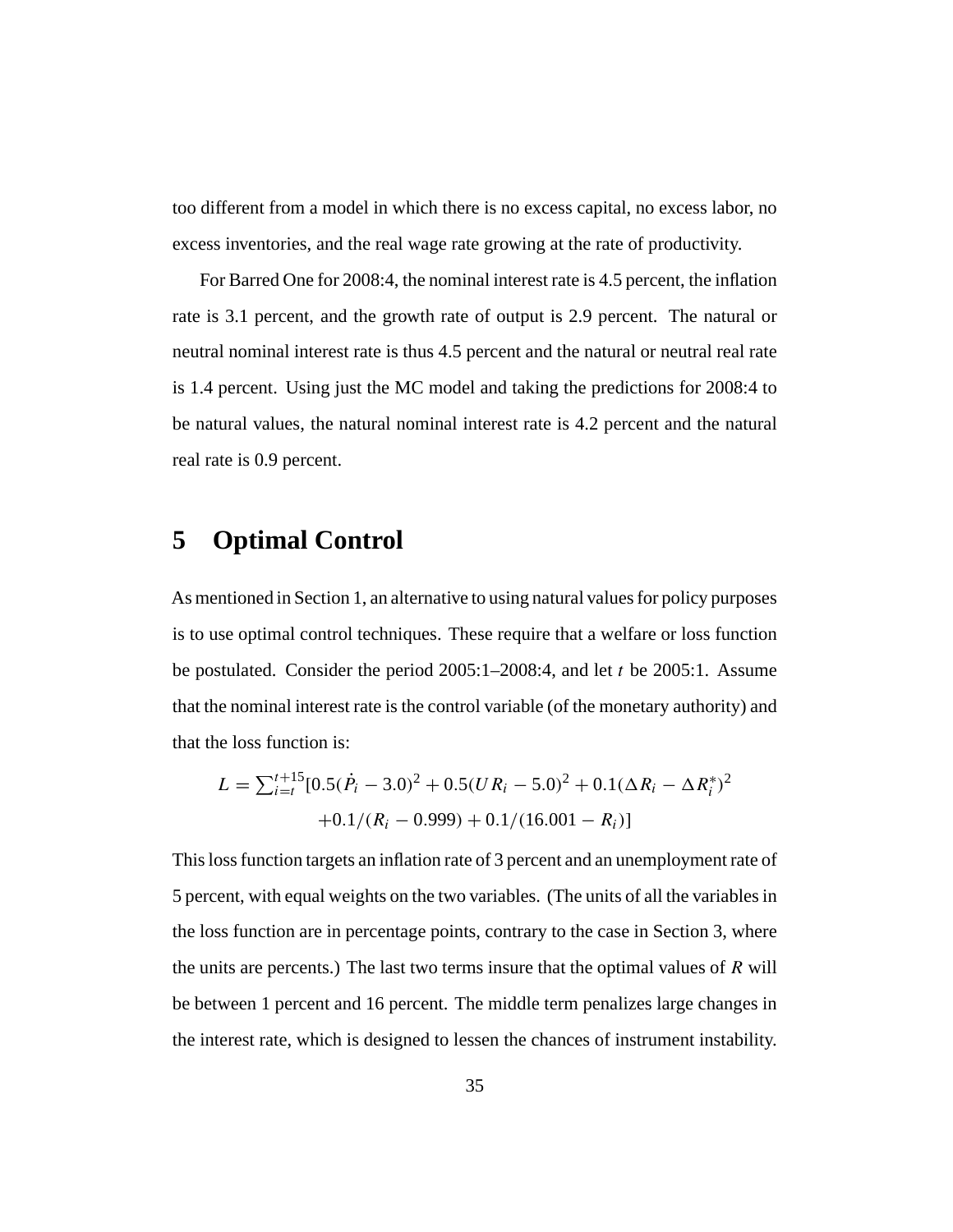too different from a model in which there is no excess capital, no excess labor, no excess inventories, and the real wage rate growing at the rate of productivity.

For Barred One for 2008:4, the nominal interest rate is 4.5 percent, the inflation rate is 3.1 percent, and the growth rate of output is 2.9 percent. The natural or neutral nominal interest rate is thus 4.5 percent and the natural or neutral real rate is 1.4 percent. Using just the MC model and taking the predictions for 2008:4 to be natural values, the natural nominal interest rate is 4.2 percent and the natural real rate is 0.9 percent.

# 5 Optimal Control

As mentioned in Section 1, an alternative to using natural values for policy purposes is to use optimal control techniques. These require that a welfare or loss function be postulated. Consider the period 2005:1–2008:4, and let $t$ be 2005:1. Assume that the nominal interest rate is the control variable (of the monetary authority) and that the loss function is:

$$L = \sum_{i=t}^{t+15}[0.5(\dot{P}_i - 3.0)^2 + 0.5(UR_i - 5.0)^2 + 0.1(\Delta R_i - \Delta R_i^*)^2 + 0.1/(R_i - 0.999) + 0.1/(16.001 - R_i)]$$

This loss function targets an inflation rate of 3 percent and an unemployment rate of 5 percent, with equal weights on the two variables. (The units of all the variables in the loss function are in percentage points, contrary to the case in Section 3, where the units are percents.) The last two terms insure that the optimal values of $R$ will be between 1 percent and 16 percent. The middle term penalizes large changes in the interest rate, which is designed to lessen the chances of instrument instability.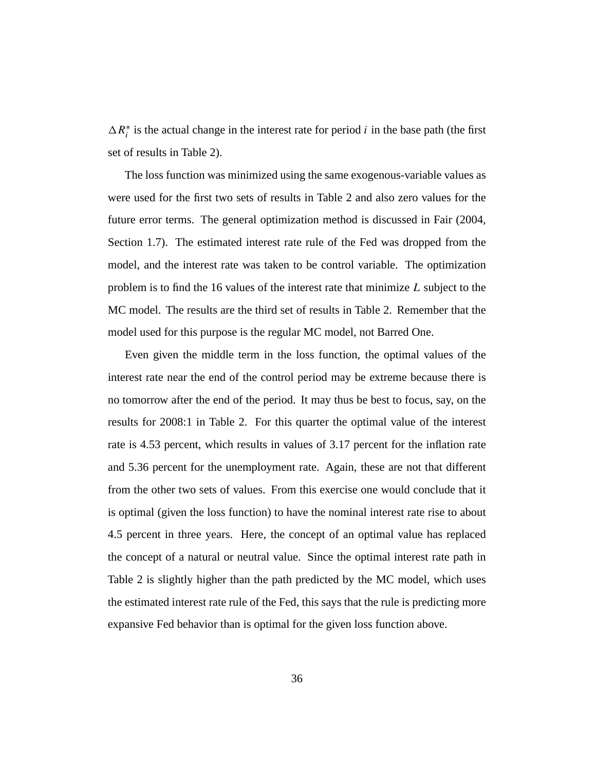$\Delta R_i^*$ is the actual change in the interest rate for period $i$ in the base path (the first set of results in Table 2).

The loss function was minimized using the same exogenous-variable values as were used for the first two sets of results in Table 2 and also zero values for the future error terms. The general optimization method is discussed in Fair (2004, Section 1.7). The estimated interest rate rule of the Fed was dropped from the model, and the interest rate was taken to be control variable. The optimization problem is to find the 16 values of the interest rate that minimize $L$ subject to the MC model. The results are the third set of results in Table 2. Remember that the model used for this purpose is the regular MC model, not Barred One.

Even given the middle term in the loss function, the optimal values of the interest rate near the end of the control period may be extreme because there is no tomorrow after the end of the period. It may thus be best to focus, say, on the results for 2008:1 in Table 2. For this quarter the optimal value of the interest rate is 4.53 percent, which results in values of 3.17 percent for the inflation rate and 5.36 percent for the unemployment rate. Again, these are not that different from the other two sets of values. From this exercise one would conclude that it is optimal (given the loss function) to have the nominal interest rate rise to about 4.5 percent in three years. Here, the concept of an optimal value has replaced the concept of a natural or neutral value. Since the optimal interest rate path in Table 2 is slightly higher than the path predicted by the MC model, which uses the estimated interest rate rule of the Fed, this says that the rule is predicting more expansive Fed behavior than is optimal for the given loss function above.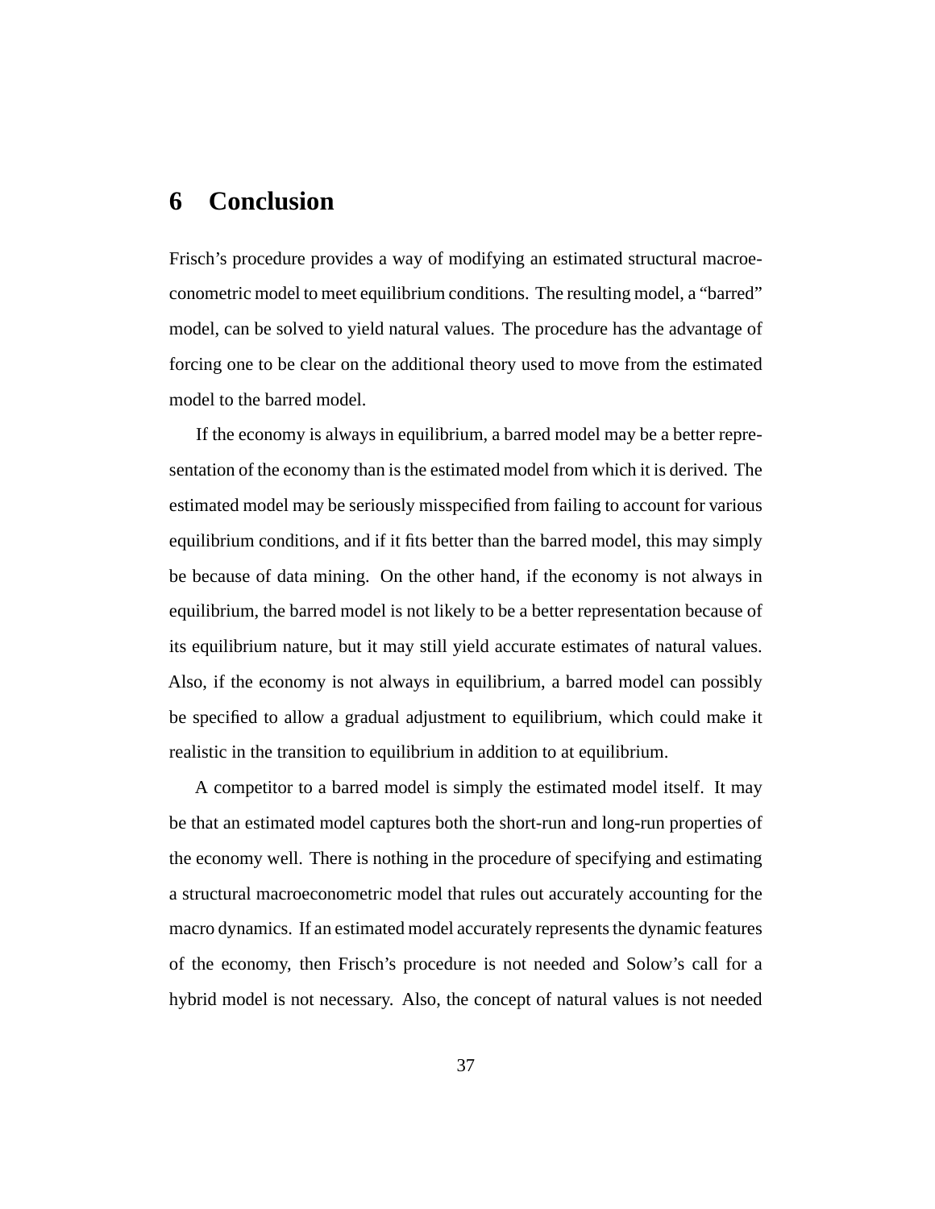# 6 Conclusion

Frisch's procedure provides a way of modifying an estimated structural macroeconometric model to meet equilibrium conditions. The resulting model, a "barred" model, can be solved to yield natural values. The procedure has the advantage of forcing one to be clear on the additional theory used to move from the estimated model to the barred model.

If the economy is always in equilibrium, a barred model may be a better representation of the economy than is the estimated model from which it is derived. The estimated model may be seriously misspecified from failing to account for various equilibrium conditions, and if it fits better than the barred model, this may simply be because of data mining. On the other hand, if the economy is not always in equilibrium, the barred model is not likely to be a better representation because of its equilibrium nature, but it may still yield accurate estimates of natural values. Also, if the economy is not always in equilibrium, a barred model can possibly be specified to allow a gradual adjustment to equilibrium, which could make it realistic in the transition to equilibrium in addition to at equilibrium.

A competitor to a barred model is simply the estimated model itself. It may be that an estimated model captures both the short-run and long-run properties of the economy well. There is nothing in the procedure of specifying and estimating a structural macroeconometric model that rules out accurately accounting for the macro dynamics. If an estimated model accurately represents the dynamic features of the economy, then Frisch's procedure is not needed and Solow's call for a hybrid model is not necessary. Also, the concept of natural values is not needed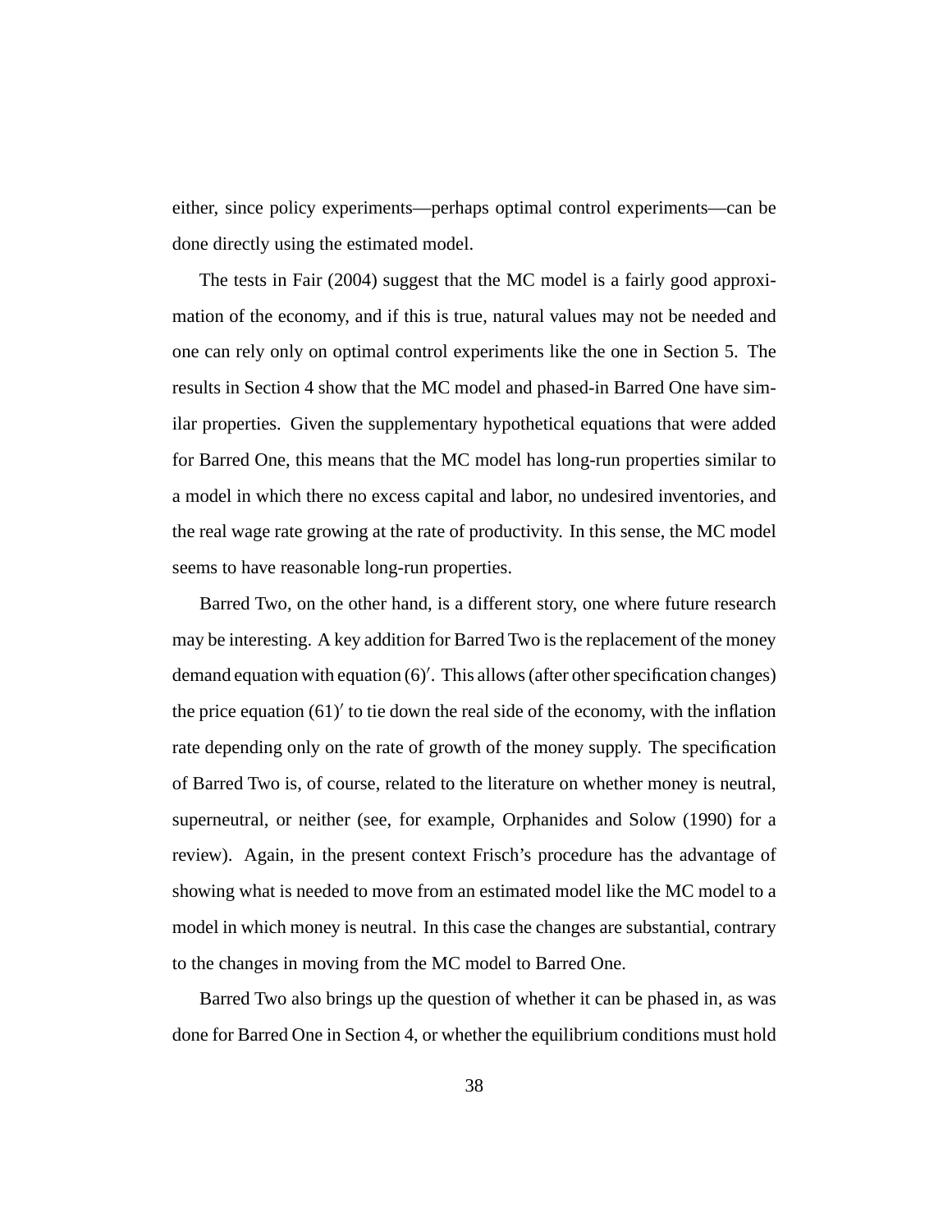either, since policy experiments—perhaps optimal control experiments—can be done directly using the estimated model.

The tests in Fair (2004) suggest that the MC model is a fairly good approximation of the economy, and if this is true, natural values may not be needed and one can rely only on optimal control experiments like the one in Section 5. The results in Section 4 show that the MC model and phased-in Barred One have similar properties. Given the supplementary hypothetical equations that were added for Barred One, this means that the MC model has long-run properties similar to a model in which there no excess capital and labor, no undesired inventories, and the real wage rate growing at the rate of productivity. In this sense, the MC model seems to have reasonable long-run properties.

Barred Two, on the other hand, is a different story, one where future research may be interesting. A key addition for Barred Two is the replacement of the money demand equation with equation $(6)'$. This allows (after other specification changes) the price equation $(61)'$ to tie down the real side of the economy, with the inflation rate depending only on the rate of growth of the money supply. The specification of Barred Two is, of course, related to the literature on whether money is neutral, superneutral, or neither (see, for example, Orphanides and Solow (1990) for a review). Again, in the present context Frisch's procedure has the advantage of showing what is needed to move from an estimated model like the MC model to a model in which money is neutral. In this case the changes are substantial, contrary to the changes in moving from the MC model to Barred One.

Barred Two also brings up the question of whether it can be phased in, as was done for Barred One in Section 4, or whether the equilibrium conditions must hold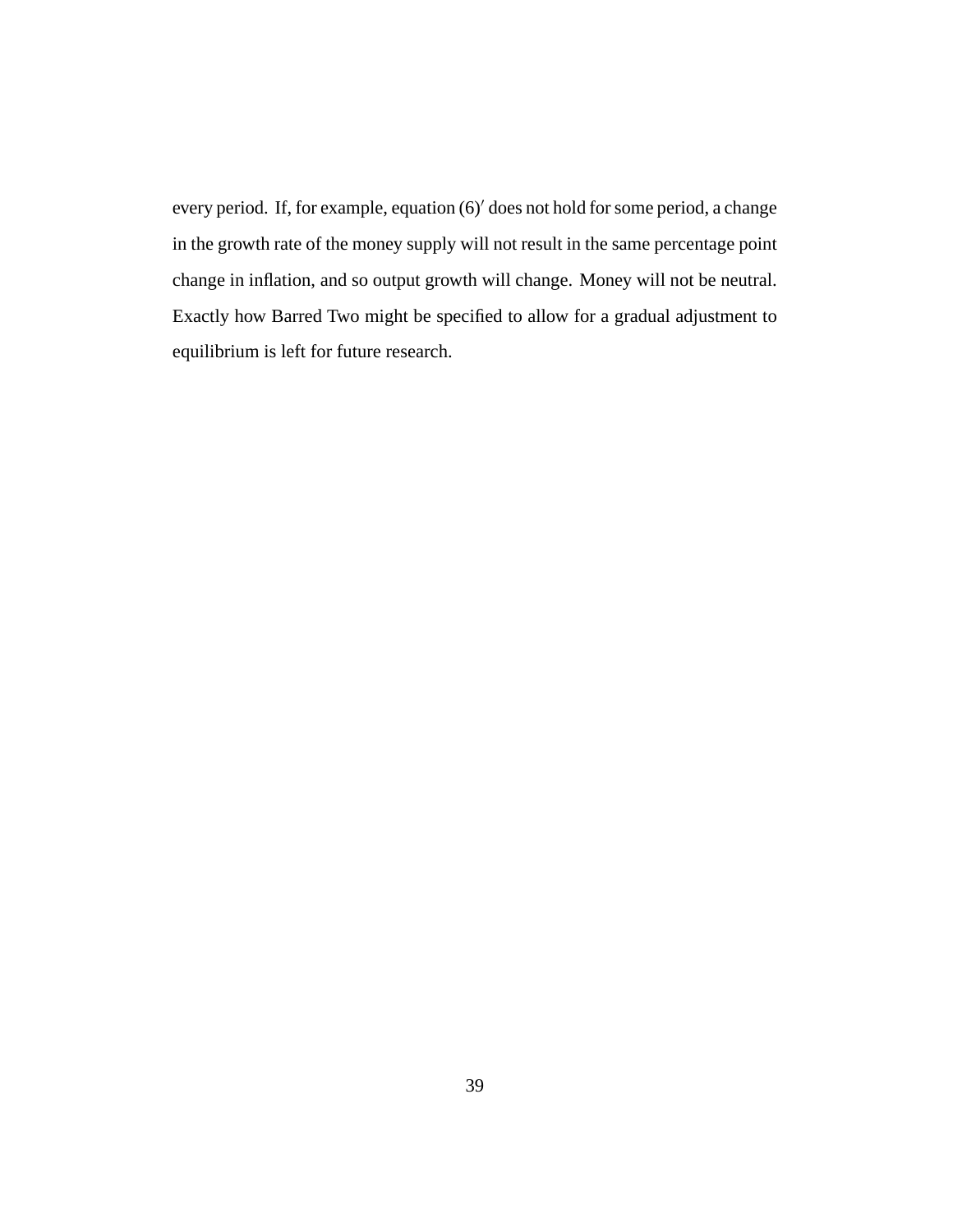every period. If, for example, equation $(6)'$ does not hold for some period, a change in the growth rate of the money supply will not result in the same percentage point change in inflation, and so output growth will change. Money will not be neutral. Exactly how Barred Two might be specified to allow for a gradual adjustment to equilibrium is left for future research.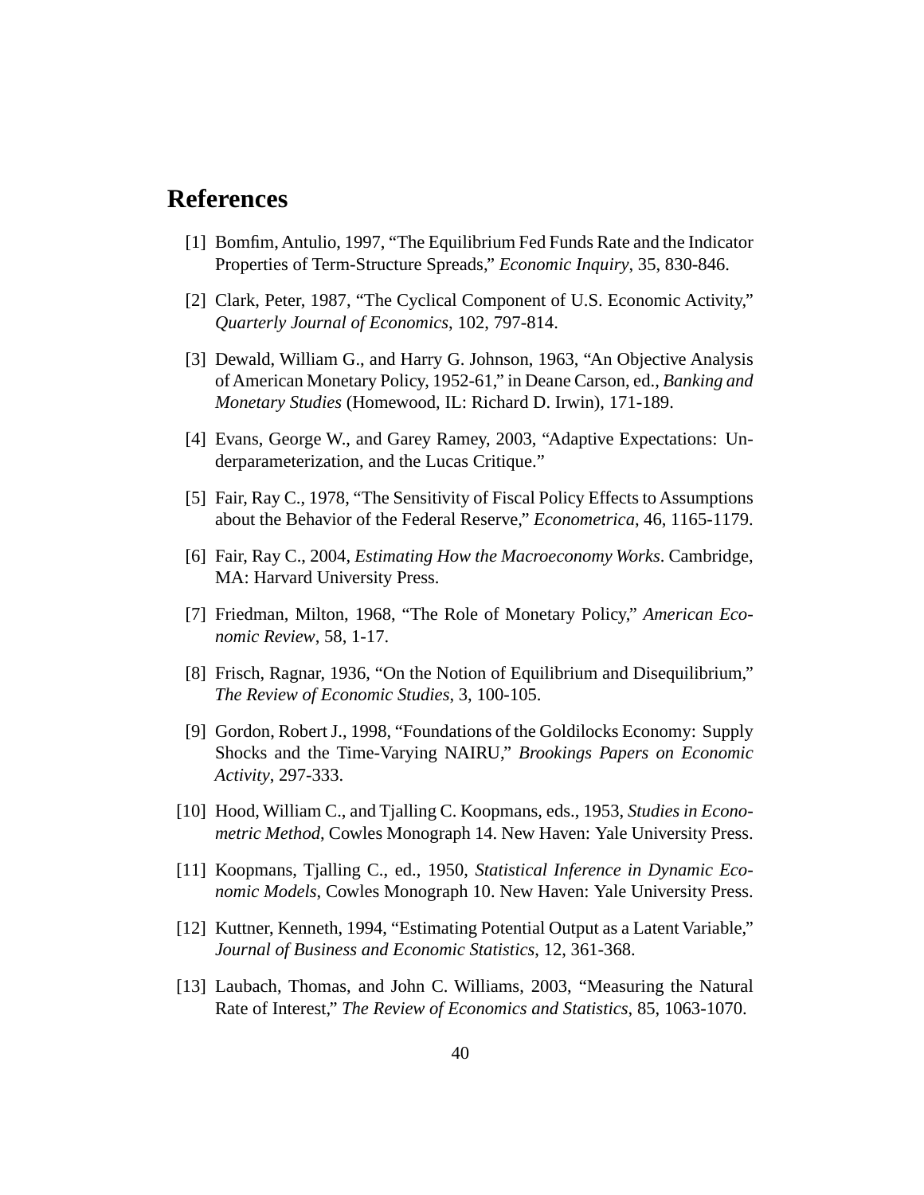# References

[1] Bomfim, Antulio, 1997, "The Equilibrium Fed Funds Rate and the Indicator Properties of Term-Structure Spreads," *Economic Inquiry*, 35, 830-846.

[2] Clark, Peter, 1987, "The Cyclical Component of U.S. Economic Activity," *Quarterly Journal of Economics*, 102, 797-814.

[3] Dewald, William G., and Harry G. Johnson, 1963, "An Objective Analysis of American Monetary Policy, 1952-61," in Deane Carson, ed., *Banking and Monetary Studies* (Homewood, IL: Richard D. Irwin), 171-189.

[4] Evans, George W., and Garey Ramey, 2003, "Adaptive Expectations: Underparameterization, and the Lucas Critique."

[5] Fair, Ray C., 1978, "The Sensitivity of Fiscal Policy Effects to Assumptions about the Behavior of the Federal Reserve," *Econometrica*, 46, 1165-1179.

[6] Fair, Ray C., 2004, *Estimating How the Macroeconomy Works*. Cambridge, MA: Harvard University Press.

[7] Friedman, Milton, 1968, "The Role of Monetary Policy," *American Economic Review*, 58, 1-17.

[8] Frisch, Ragnar, 1936, "On the Notion of Equilibrium and Disequilibrium," *The Review of Economic Studies*, 3, 100-105.

[9] Gordon, Robert J., 1998, "Foundations of the Goldilocks Economy: Supply Shocks and the Time-Varying NAIRU," *Brookings Papers on Economic Activity*, 297-333.

[10] Hood, William C., and Tjalling C. Koopmans, eds., 1953, *Studies in Econometric Method*, Cowles Monograph 14. New Haven: Yale University Press.

[11] Koopmans, Tjalling C., ed., 1950, *Statistical Inference in Dynamic Economic Models*, Cowles Monograph 10. New Haven: Yale University Press.

[12] Kuttner, Kenneth, 1994, "Estimating Potential Output as a Latent Variable," *Journal of Business and Economic Statistics*, 12, 361-368.

[13] Laubach, Thomas, and John C. Williams, 2003, "Measuring the Natural Rate of Interest," *The Review of Economics and Statistics*, 85, 1063-1070.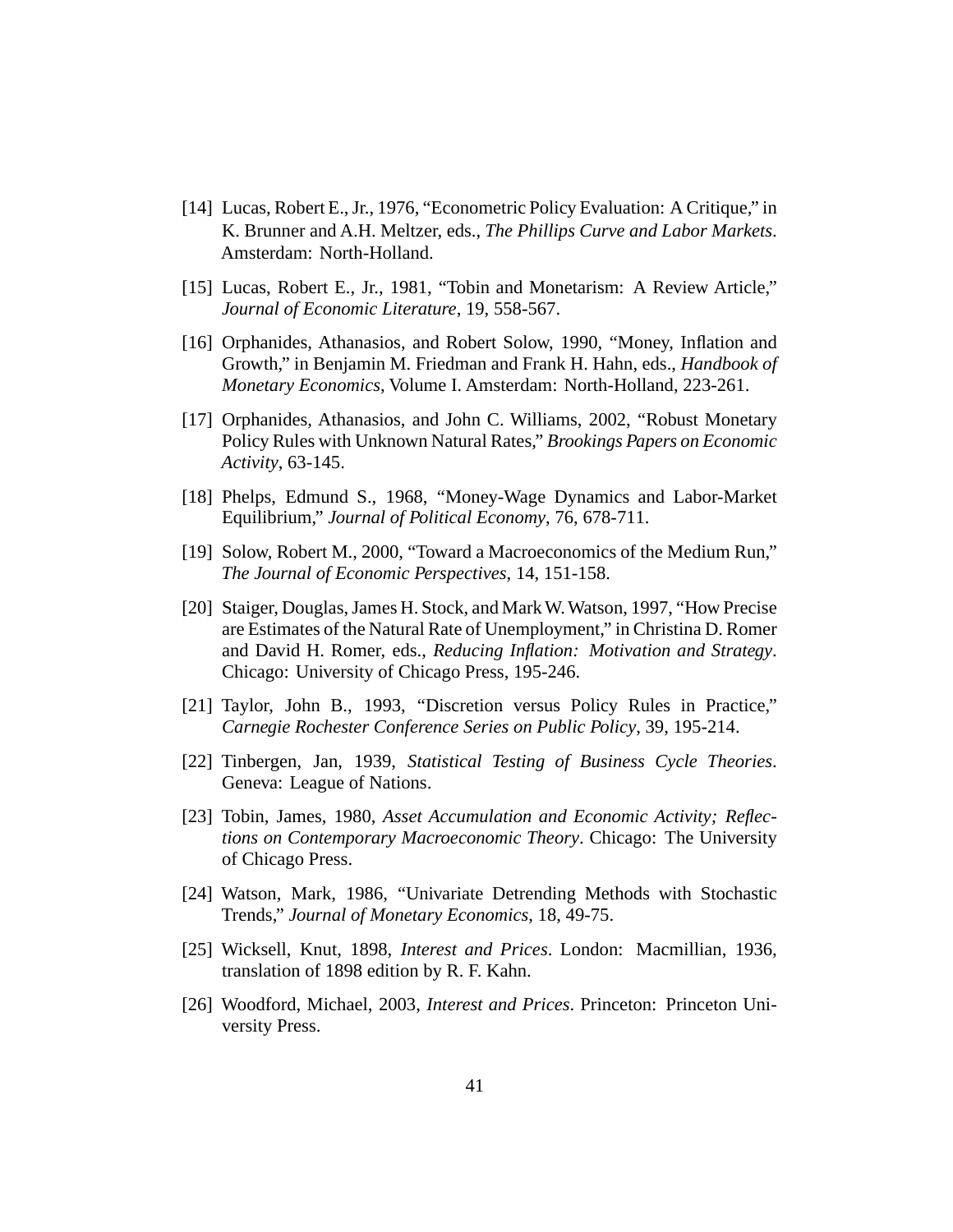[14] Lucas, Robert E., Jr., 1976, "Econometric Policy Evaluation: A Critique," in K. Brunner and A.H. Meltzer, eds., *The Phillips Curve and Labor Markets*. Amsterdam: North-Holland.

[15] Lucas, Robert E., Jr., 1981, "Tobin and Monetarism: A Review Article," *Journal of Economic Literature*, 19, 558-567.

[16] Orphanides, Athanasios, and Robert Solow, 1990, "Money, Inflation and Growth," in Benjamin M. Friedman and Frank H. Hahn, eds., *Handbook of Monetary Economics*, Volume I. Amsterdam: North-Holland, 223-261.

[17] Orphanides, Athanasios, and John C. Williams, 2002, "Robust Monetary Policy Rules with Unknown Natural Rates," *Brookings Papers on Economic Activity*, 63-145.

[18] Phelps, Edmund S., 1968, "Money-Wage Dynamics and Labor-Market Equilibrium," *Journal of Political Economy*, 76, 678-711.

[19] Solow, Robert M., 2000, "Toward a Macroeconomics of the Medium Run," *The Journal of Economic Perspectives*, 14, 151-158.

[20] Staiger, Douglas, James H. Stock, and Mark W. Watson, 1997, "How Precise are Estimates of the Natural Rate of Unemployment," in Christina D. Romer and David H. Romer, eds., *Reducing Inflation: Motivation and Strategy*. Chicago: University of Chicago Press, 195-246.

[21] Taylor, John B., 1993, "Discretion versus Policy Rules in Practice," *Carnegie Rochester Conference Series on Public Policy*, 39, 195-214.

[22] Tinbergen, Jan, 1939, *Statistical Testing of Business Cycle Theories*. Geneva: League of Nations.

[23] Tobin, James, 1980, *Asset Accumulation and Economic Activity; Reflections on Contemporary Macroeconomic Theory*. Chicago: The University of Chicago Press.

[24] Watson, Mark, 1986, "Univariate Detrending Methods with Stochastic Trends," *Journal of Monetary Economics*, 18, 49-75.

[25] Wicksell, Knut, 1898, *Interest and Prices*. London: Macmillian, 1936, translation of 1898 edition by R. F. Kahn.

[26] Woodford, Michael, 2003, *Interest and Prices*. Princeton: Princeton University Press.